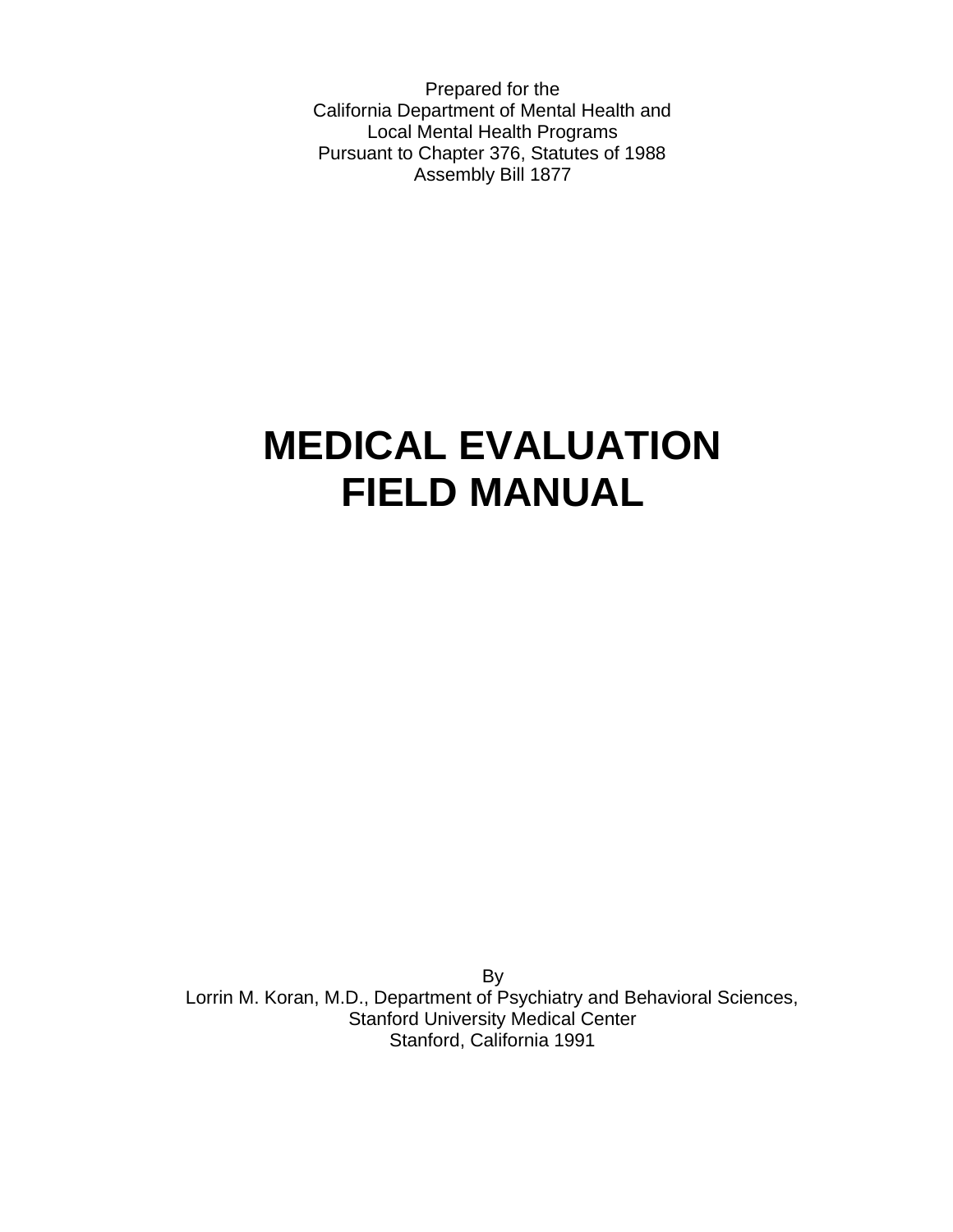Prepared for the
California Department of Mental Health and
Local Mental Health Programs
Pursuant to Chapter 376, Statutes of 1988
Assembly Bill 1877

# MEDICAL EVALUATION FIELD MANUAL

By
Lorrin M. Koran, M.D., Department of Psychiatry and Behavioral Sciences,
Stanford University Medical Center
Stanford, California 1991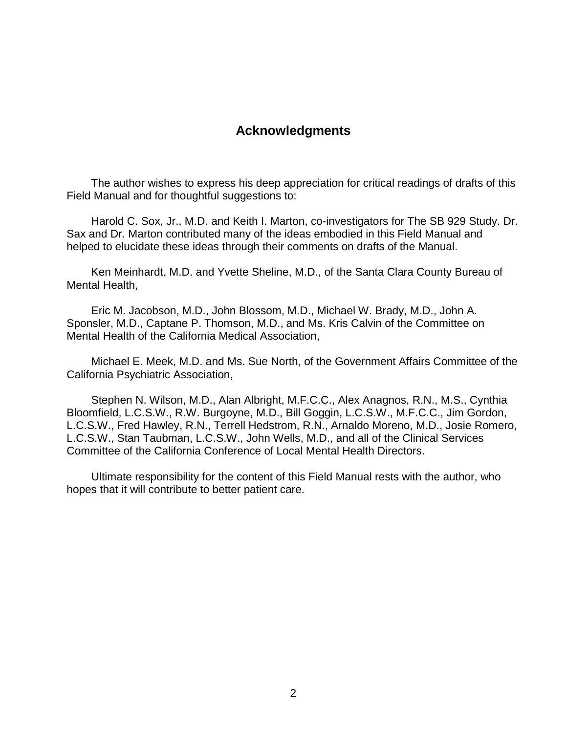## Acknowledgments

The author wishes to express his deep appreciation for critical readings of drafts of this Field Manual and for thoughtful suggestions to:

Harold C. Sox, Jr., M.D. and Keith I. Marton, co-investigators for The SB 929 Study. Dr. Sax and Dr. Marton contributed many of the ideas embodied in this Field Manual and helped to elucidate these ideas through their comments on drafts of the Manual.

Ken Meinhardt, M.D. and Yvette Sheline, M.D., of the Santa Clara County Bureau of Mental Health,

Eric M. Jacobson, M.D., John Blossom, M.D., Michael W. Brady, M.D., John A. Sponsler, M.D., Captane P. Thomson, M.D., and Ms. Kris Calvin of the Committee on Mental Health of the California Medical Association,

Michael E. Meek, M.D. and Ms. Sue North, of the Government Affairs Committee of the California Psychiatric Association,

Stephen N. Wilson, M.D., Alan Albright, M.F.C.C., Alex Anagnos, R.N., M.S., Cynthia Bloomfield, L.C.S.W., R.W. Burgoyne, M.D., Bill Goggin, L.C.S.W., M.F.C.C., Jim Gordon, L.C.S.W., Fred Hawley, R.N., Terrell Hedstrom, R.N., Arnaldo Moreno, M.D., Josie Romero, L.C.S.W., Stan Taubman, L.C.S.W., John Wells, M.D., and all of the Clinical Services Committee of the California Conference of Local Mental Health Directors.

Ultimate responsibility for the content of this Field Manual rests with the author, who hopes that it will contribute to better patient care.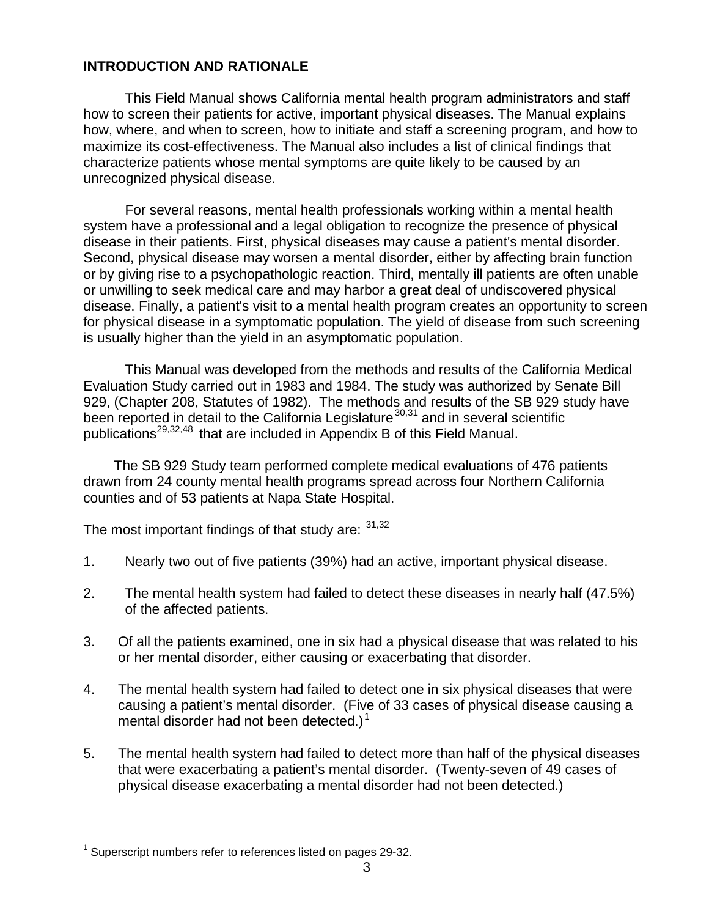## INTRODUCTION AND RATIONALE

This Field Manual shows California mental health program administrators and staff how to screen their patients for active, important physical diseases. The Manual explains how, where, and when to screen, how to initiate and staff a screening program, and how to maximize its cost-effectiveness. The Manual also includes a list of clinical findings that characterize patients whose mental symptoms are quite likely to be caused by an unrecognized physical disease.

For several reasons, mental health professionals working within a mental health system have a professional and a legal obligation to recognize the presence of physical disease in their patients. First, physical diseases may cause a patient's mental disorder. Second, physical disease may worsen a mental disorder, either by affecting brain function or by giving rise to a psychopathologic reaction. Third, mentally ill patients are often unable or unwilling to seek medical care and may harbor a great deal of undiscovered physical disease. Finally, a patient's visit to a mental health program creates an opportunity to screen for physical disease in a symptomatic population. The yield of disease from such screening is usually higher than the yield in an asymptomatic population.

This Manual was developed from the methods and results of the California Medical Evaluation Study carried out in 1983 and 1984. The study was authorized by Senate Bill 929, (Chapter 208, Statutes of 1982). The methods and results of the SB 929 study have been reported in detail to the California Legislature[30,31] and in several scientific publications[29,32,48] that are included in Appendix B of this Field Manual.

The SB 929 Study team performed complete medical evaluations of 476 patients drawn from 24 county mental health programs spread across four Northern California counties and of 53 patients at Napa State Hospital.

The most important findings of that study are: [31,32]

1. Nearly two out of five patients (39%) had an active, important physical disease.
2. The mental health system had failed to detect these diseases in nearly half (47.5%) of the affected patients.
3. Of all the patients examined, one in six had a physical disease that was related to his or her mental disorder, either causing or exacerbating that disorder.
4. The mental health system had failed to detect one in six physical diseases that were causing a patient's mental disorder. (Five of 33 cases of physical disease causing a mental disorder had not been detected.)[1]
5. The mental health system had failed to detect more than half of the physical diseases that were exacerbating a patient's mental disorder. (Twenty-seven of 49 cases of physical disease exacerbating a mental disorder had not been detected.)

---

[1] Superscript numbers refer to references listed on pages 29-32.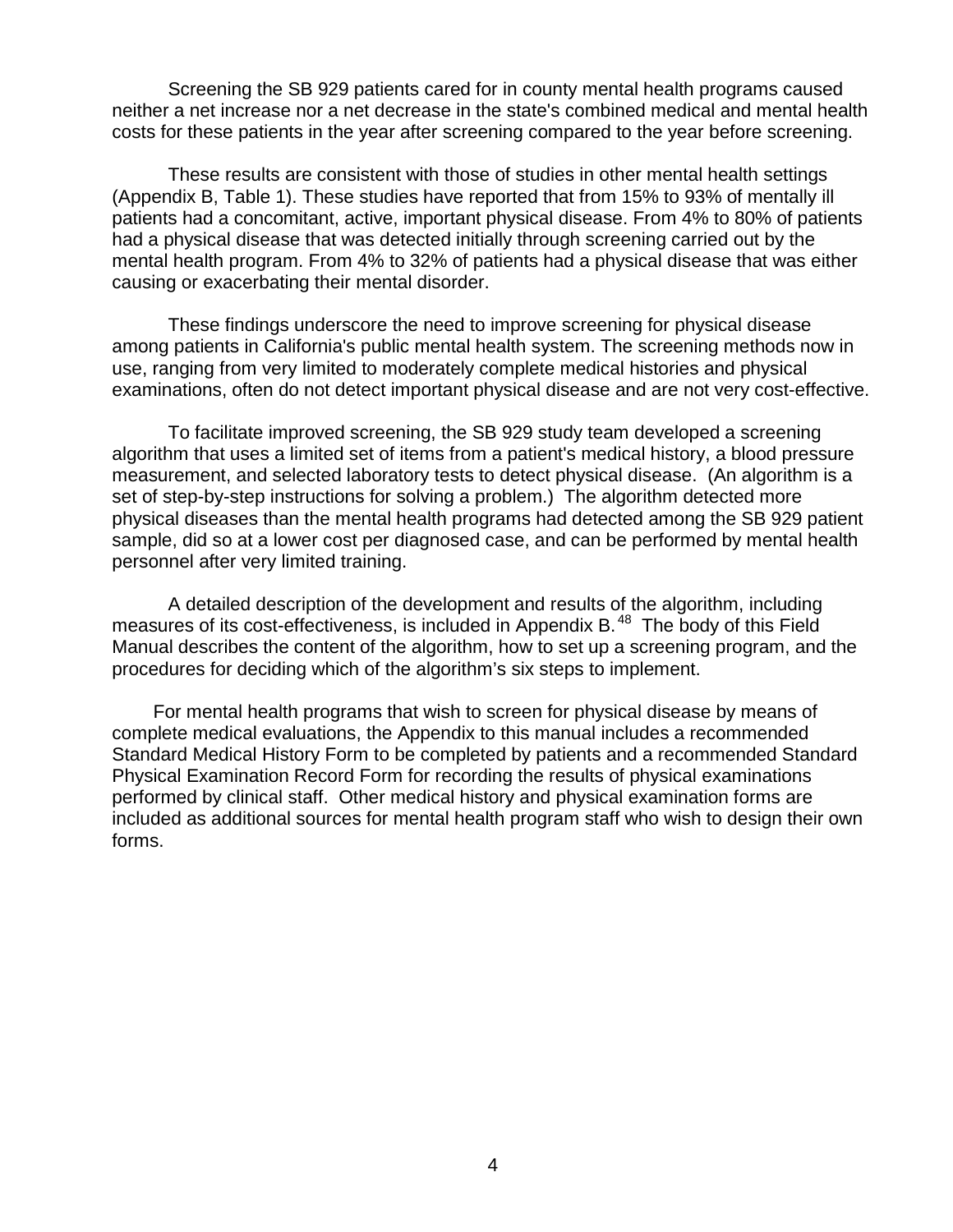Screening the SB 929 patients cared for in county mental health programs caused neither a net increase nor a net decrease in the state's combined medical and mental health costs for these patients in the year after screening compared to the year before screening.

These results are consistent with those of studies in other mental health settings (Appendix B, Table 1). These studies have reported that from 15% to 93% of mentally ill patients had a concomitant, active, important physical disease. From 4% to 80% of patients had a physical disease that was detected initially through screening carried out by the mental health program. From 4% to 32% of patients had a physical disease that was either causing or exacerbating their mental disorder.

These findings underscore the need to improve screening for physical disease among patients in California's public mental health system. The screening methods now in use, ranging from very limited to moderately complete medical histories and physical examinations, often do not detect important physical disease and are not very cost-effective.

To facilitate improved screening, the SB 929 study team developed a screening algorithm that uses a limited set of items from a patient's medical history, a blood pressure measurement, and selected laboratory tests to detect physical disease. (An algorithm is a set of step-by-step instructions for solving a problem.) The algorithm detected more physical diseases than the mental health programs had detected among the SB 929 patient sample, did so at a lower cost per diagnosed case, and can be performed by mental health personnel after very limited training.

A detailed description of the development and results of the algorithm, including measures of its cost-effectiveness, is included in Appendix B.[48] The body of this Field Manual describes the content of the algorithm, how to set up a screening program, and the procedures for deciding which of the algorithm's six steps to implement.

For mental health programs that wish to screen for physical disease by means of complete medical evaluations, the Appendix to this manual includes a recommended Standard Medical History Form to be completed by patients and a recommended Standard Physical Examination Record Form for recording the results of physical examinations performed by clinical staff. Other medical history and physical examination forms are included as additional sources for mental health program staff who wish to design their own forms.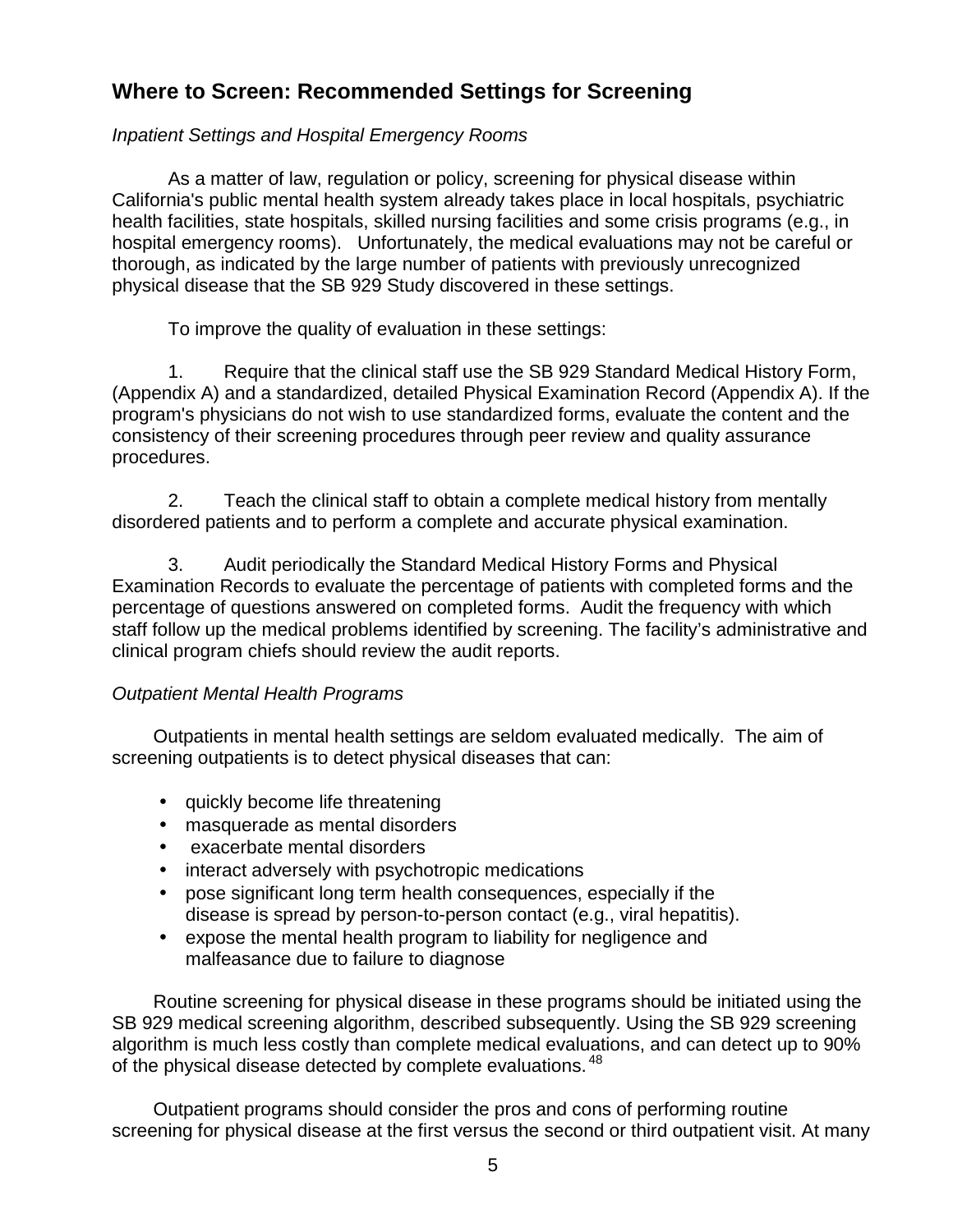## Where to Screen: Recommended Settings for Screening

*Inpatient Settings and Hospital Emergency Rooms*

As a matter of law, regulation or policy, screening for physical disease within California's public mental health system already takes place in local hospitals, psychiatric health facilities, state hospitals, skilled nursing facilities and some crisis programs (e.g., in hospital emergency rooms). Unfortunately, the medical evaluations may not be careful or thorough, as indicated by the large number of patients with previously unrecognized physical disease that the SB 929 Study discovered in these settings.

To improve the quality of evaluation in these settings:

1. Require that the clinical staff use the SB 929 Standard Medical History Form, (Appendix A) and a standardized, detailed Physical Examination Record (Appendix A). If the program's physicians do not wish to use standardized forms, evaluate the content and the consistency of their screening procedures through peer review and quality assurance procedures.

2. Teach the clinical staff to obtain a complete medical history from mentally disordered patients and to perform a complete and accurate physical examination.

3. Audit periodically the Standard Medical History Forms and Physical Examination Records to evaluate the percentage of patients with completed forms and the percentage of questions answered on completed forms. Audit the frequency with which staff follow up the medical problems identified by screening. The facility's administrative and clinical program chiefs should review the audit reports.

*Outpatient Mental Health Programs*

Outpatients in mental health settings are seldom evaluated medically. The aim of screening outpatients is to detect physical diseases that can:

- quickly become life threatening
- masquerade as mental disorders
- exacerbate mental disorders
- interact adversely with psychotropic medications
- pose significant long term health consequences, especially if the disease is spread by person-to-person contact (e.g., viral hepatitis).
- expose the mental health program to liability for negligence and malfeasance due to failure to diagnose

Routine screening for physical disease in these programs should be initiated using the SB 929 medical screening algorithm, described subsequently. Using the SB 929 screening algorithm is much less costly than complete medical evaluations, and can detect up to 90% of the physical disease detected by complete evaluations.[48]

Outpatient programs should consider the pros and cons of performing routine screening for physical disease at the first versus the second or third outpatient visit. At many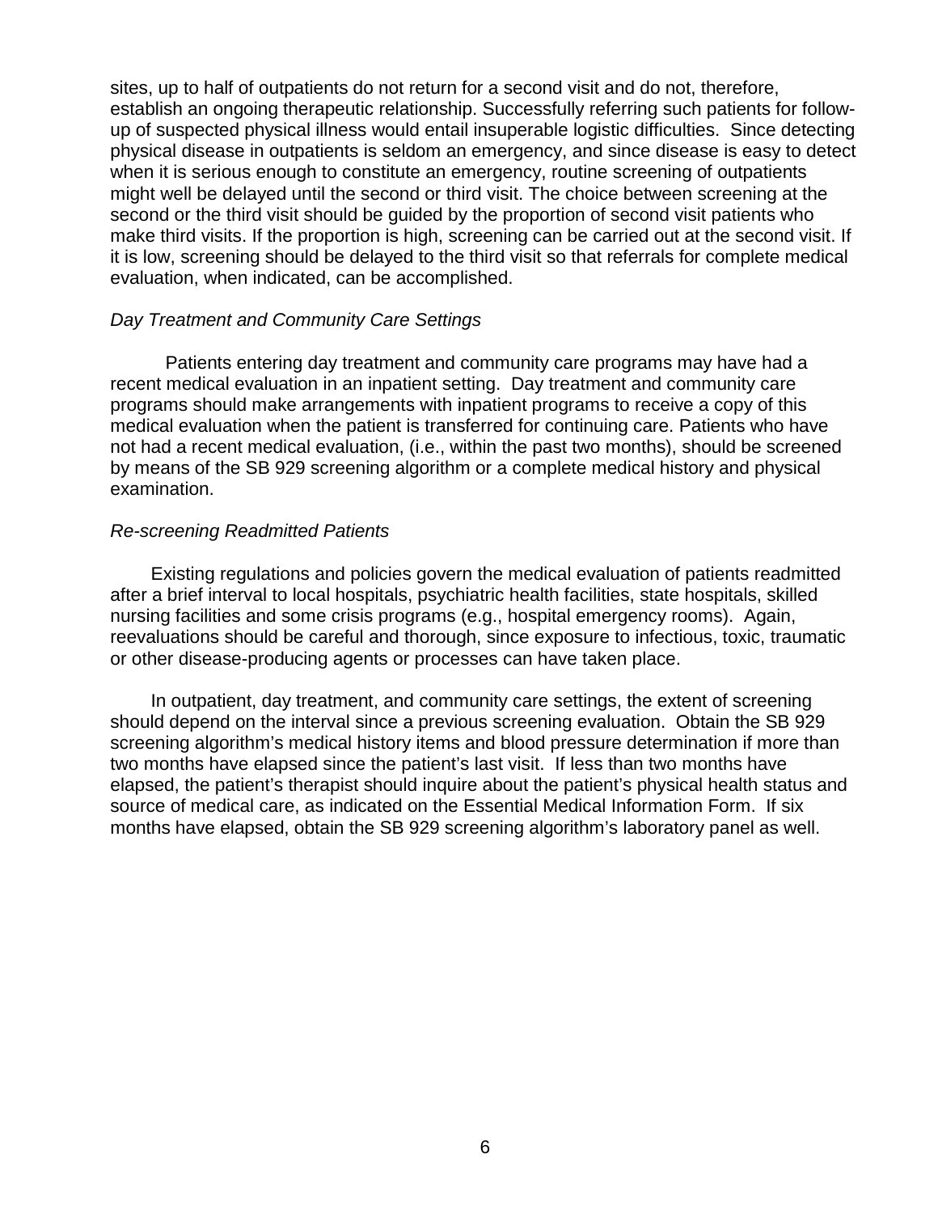sites, up to half of outpatients do not return for a second visit and do not, therefore, establish an ongoing therapeutic relationship. Successfully referring such patients for follow-up of suspected physical illness would entail insuperable logistic difficulties. Since detecting physical disease in outpatients is seldom an emergency, and since disease is easy to detect when it is serious enough to constitute an emergency, routine screening of outpatients might well be delayed until the second or third visit. The choice between screening at the second or the third visit should be guided by the proportion of second visit patients who make third visits. If the proportion is high, screening can be carried out at the second visit. If it is low, screening should be delayed to the third visit so that referrals for complete medical evaluation, when indicated, can be accomplished.

*Day Treatment and Community Care Settings*

Patients entering day treatment and community care programs may have had a recent medical evaluation in an inpatient setting. Day treatment and community care programs should make arrangements with inpatient programs to receive a copy of this medical evaluation when the patient is transferred for continuing care. Patients who have not had a recent medical evaluation, (i.e., within the past two months), should be screened by means of the SB 929 screening algorithm or a complete medical history and physical examination.

*Re-screening Readmitted Patients*

Existing regulations and policies govern the medical evaluation of patients readmitted after a brief interval to local hospitals, psychiatric health facilities, state hospitals, skilled nursing facilities and some crisis programs (e.g., hospital emergency rooms). Again, reevaluations should be careful and thorough, since exposure to infectious, toxic, traumatic or other disease-producing agents or processes can have taken place.

In outpatient, day treatment, and community care settings, the extent of screening should depend on the interval since a previous screening evaluation. Obtain the SB 929 screening algorithm's medical history items and blood pressure determination if more than two months have elapsed since the patient's last visit. If less than two months have elapsed, the patient's therapist should inquire about the patient's physical health status and source of medical care, as indicated on the Essential Medical Information Form. If six months have elapsed, obtain the SB 929 screening algorithm's laboratory panel as well.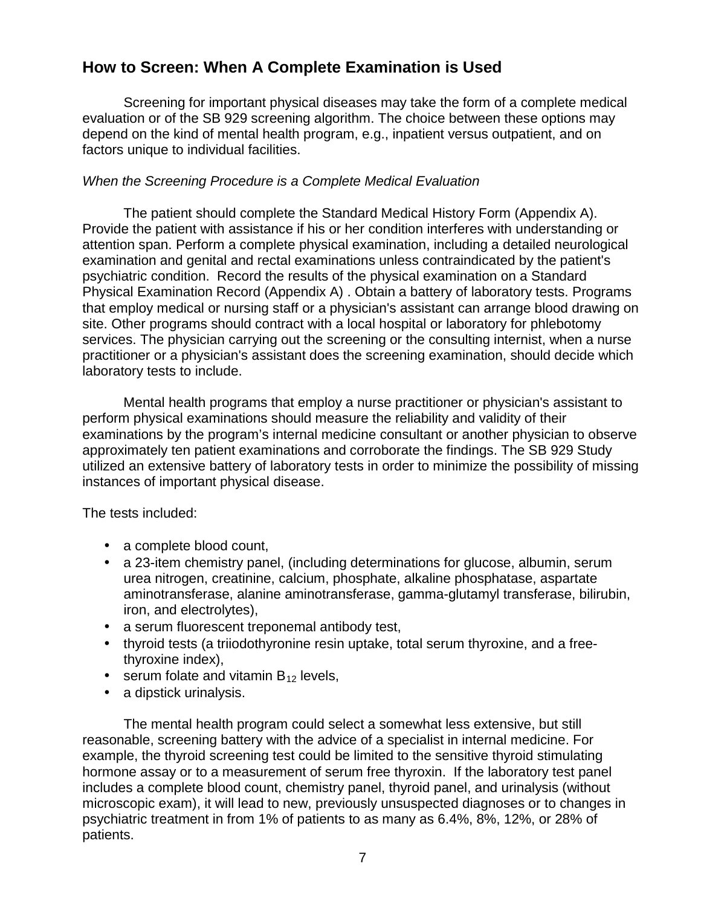## How to Screen: When A Complete Examination is Used

Screening for important physical diseases may take the form of a complete medical evaluation or of the SB 929 screening algorithm. The choice between these options may depend on the kind of mental health program, e.g., inpatient versus outpatient, and on factors unique to individual facilities.

*When the Screening Procedure is a Complete Medical Evaluation*

The patient should complete the Standard Medical History Form (Appendix A). Provide the patient with assistance if his or her condition interferes with understanding or attention span. Perform a complete physical examination, including a detailed neurological examination and genital and rectal examinations unless contraindicated by the patient's psychiatric condition. Record the results of the physical examination on a Standard Physical Examination Record (Appendix A) . Obtain a battery of laboratory tests. Programs that employ medical or nursing staff or a physician's assistant can arrange blood drawing on site. Other programs should contract with a local hospital or laboratory for phlebotomy services. The physician carrying out the screening or the consulting internist, when a nurse practitioner or a physician's assistant does the screening examination, should decide which laboratory tests to include.

Mental health programs that employ a nurse practitioner or physician's assistant to perform physical examinations should measure the reliability and validity of their examinations by the program's internal medicine consultant or another physician to observe approximately ten patient examinations and corroborate the findings. The SB 929 Study utilized an extensive battery of laboratory tests in order to minimize the possibility of missing instances of important physical disease.

The tests included:

- a complete blood count,
- a 23-item chemistry panel, (including determinations for glucose, albumin, serum urea nitrogen, creatinine, calcium, phosphate, alkaline phosphatase, aspartate aminotransferase, alanine aminotransferase, gamma-glutamyl transferase, bilirubin, iron, and electrolytes),
- a serum fluorescent treponemal antibody test,
- thyroid tests (a triiodothyronine resin uptake, total serum thyroxine, and a free-thyroxine index),
- serum folate and vitamin $B_{12}$ levels,
- a dipstick urinalysis.

The mental health program could select a somewhat less extensive, but still reasonable, screening battery with the advice of a specialist in internal medicine. For example, the thyroid screening test could be limited to the sensitive thyroid stimulating hormone assay or to a measurement of serum free thyroxin. If the laboratory test panel includes a complete blood count, chemistry panel, thyroid panel, and urinalysis (without microscopic exam), it will lead to new, previously unsuspected diagnoses or to changes in psychiatric treatment in from 1% of patients to as many as 6.4%, 8%, 12%, or 28% of patients.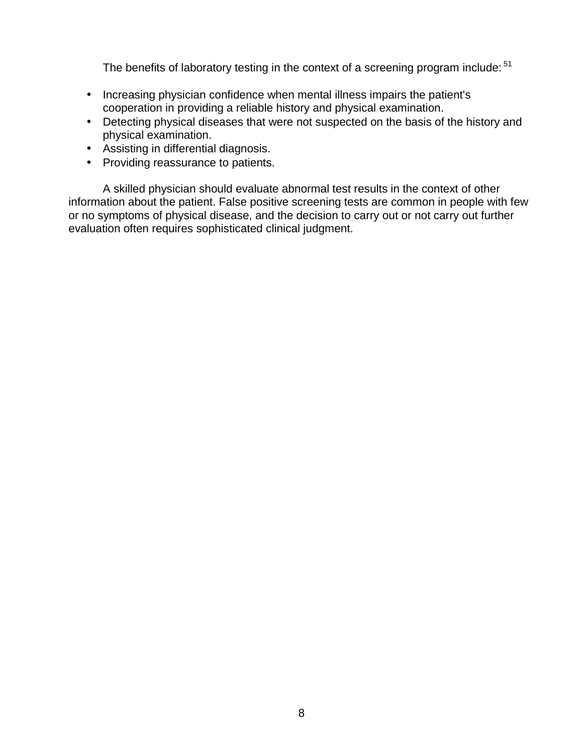The benefits of laboratory testing in the context of a screening program include:[51]

- Increasing physician confidence when mental illness impairs the patient's cooperation in providing a reliable history and physical examination.
- Detecting physical diseases that were not suspected on the basis of the history and physical examination.
- Assisting in differential diagnosis.
- Providing reassurance to patients.

A skilled physician should evaluate abnormal test results in the context of other information about the patient. False positive screening tests are common in people with few or no symptoms of physical disease, and the decision to carry out or not carry out further evaluation often requires sophisticated clinical judgment.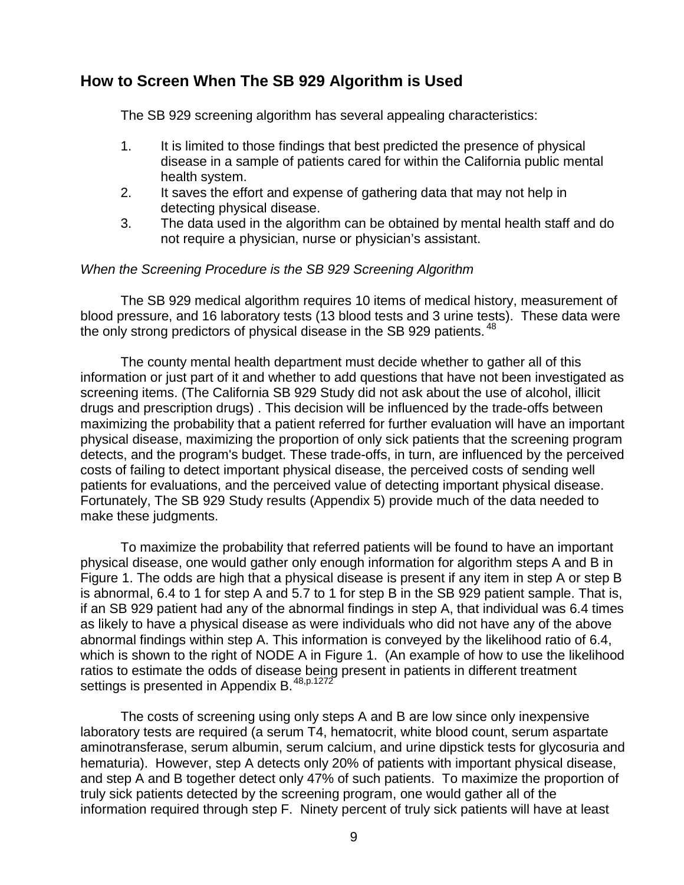## How to Screen When The SB 929 Algorithm is Used

The SB 929 screening algorithm has several appealing characteristics:

1. It is limited to those findings that best predicted the presence of physical disease in a sample of patients cared for within the California public mental health system.
2. It saves the effort and expense of gathering data that may not help in detecting physical disease.
3. The data used in the algorithm can be obtained by mental health staff and do not require a physician, nurse or physician's assistant.

*When the Screening Procedure is the SB 929 Screening Algorithm*

The SB 929 medical algorithm requires 10 items of medical history, measurement of blood pressure, and 16 laboratory tests (13 blood tests and 3 urine tests). These data were the only strong predictors of physical disease in the SB 929 patients.[48]

The county mental health department must decide whether to gather all of this information or just part of it and whether to add questions that have not been investigated as screening items. (The California SB 929 Study did not ask about the use of alcohol, illicit drugs and prescription drugs) . This decision will be influenced by the trade-offs between maximizing the probability that a patient referred for further evaluation will have an important physical disease, maximizing the proportion of only sick patients that the screening program detects, and the program's budget. These trade-offs, in turn, are influenced by the perceived costs of failing to detect important physical disease, the perceived costs of sending well patients for evaluations, and the perceived value of detecting important physical disease. Fortunately, The SB 929 Study results (Appendix 5) provide much of the data needed to make these judgments.

To maximize the probability that referred patients will be found to have an important physical disease, one would gather only enough information for algorithm steps A and B in Figure 1. The odds are high that a physical disease is present if any item in step A or step B is abnormal, 6.4 to 1 for step A and 5.7 to 1 for step B in the SB 929 patient sample. That is, if an SB 929 patient had any of the abnormal findings in step A, that individual was 6.4 times as likely to have a physical disease as were individuals who did not have any of the above abnormal findings within step A. This information is conveyed by the likelihood ratio of 6.4, which is shown to the right of NODE A in Figure 1. (An example of how to use the likelihood ratios to estimate the odds of disease being present in patients in different treatment settings is presented in Appendix B.[48,p.1272]

The costs of screening using only steps A and B are low since only inexpensive laboratory tests are required (a serum T4, hematocrit, white blood count, serum aspartate aminotransferase, serum albumin, serum calcium, and urine dipstick tests for glycosuria and hematuria). However, step A detects only 20% of patients with important physical disease, and step A and B together detect only 47% of such patients. To maximize the proportion of truly sick patients detected by the screening program, one would gather all of the information required through step F. Ninety percent of truly sick patients will have at least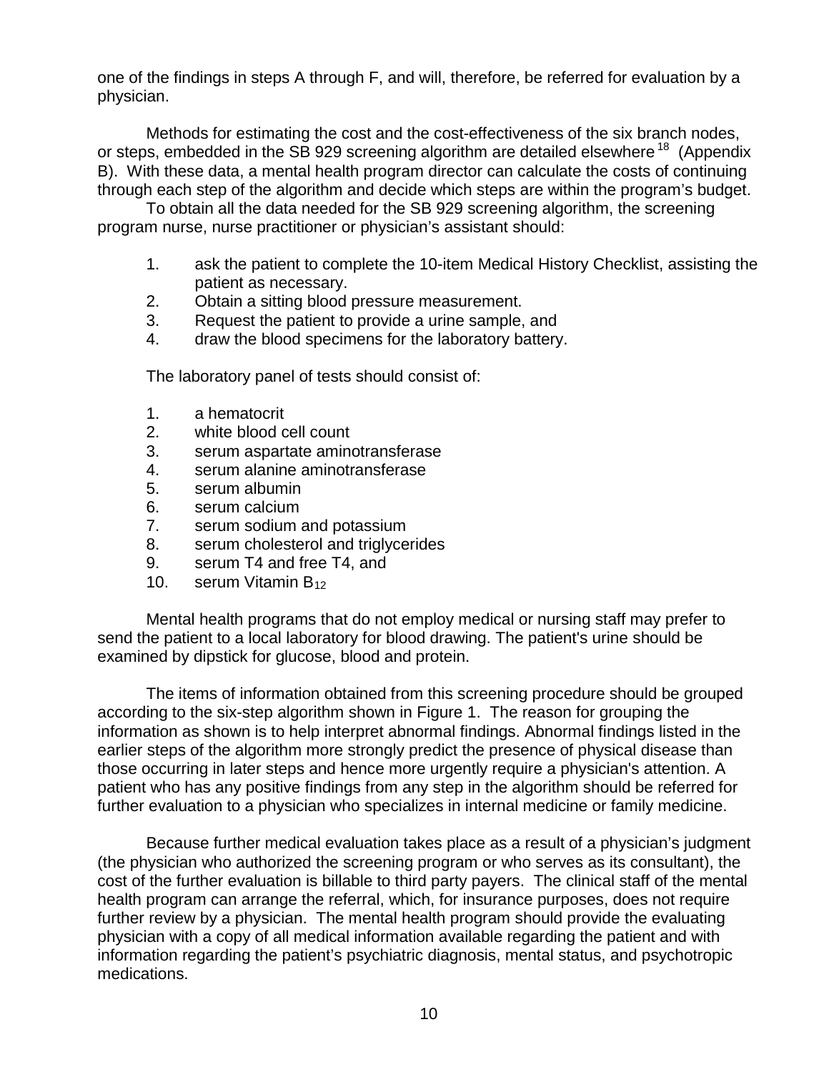one of the findings in steps A through F, and will, therefore, be referred for evaluation by a physician.

Methods for estimating the cost and the cost-effectiveness of the six branch nodes, or steps, embedded in the SB 929 screening algorithm are detailed elsewhere[18] (Appendix B). With these data, a mental health program director can calculate the costs of continuing through each step of the algorithm and decide which steps are within the program's budget.

To obtain all the data needed for the SB 929 screening algorithm, the screening program nurse, nurse practitioner or physician's assistant should:

1. ask the patient to complete the 10-item Medical History Checklist, assisting the patient as necessary.
2. Obtain a sitting blood pressure measurement.
3. Request the patient to provide a urine sample, and
4. draw the blood specimens for the laboratory battery.

The laboratory panel of tests should consist of:

1. a hematocrit
2. white blood cell count
3. serum aspartate aminotransferase
4. serum alanine aminotransferase
5. serum albumin
6. serum calcium
7. serum sodium and potassium
8. serum cholesterol and triglycerides
9. serum T4 and free T4, and
10. serum Vitamin $B_{12}$

Mental health programs that do not employ medical or nursing staff may prefer to send the patient to a local laboratory for blood drawing. The patient's urine should be examined by dipstick for glucose, blood and protein.

The items of information obtained from this screening procedure should be grouped according to the six-step algorithm shown in Figure 1. The reason for grouping the information as shown is to help interpret abnormal findings. Abnormal findings listed in the earlier steps of the algorithm more strongly predict the presence of physical disease than those occurring in later steps and hence more urgently require a physician's attention. A patient who has any positive findings from any step in the algorithm should be referred for further evaluation to a physician who specializes in internal medicine or family medicine.

Because further medical evaluation takes place as a result of a physician's judgment (the physician who authorized the screening program or who serves as its consultant), the cost of the further evaluation is billable to third party payers. The clinical staff of the mental health program can arrange the referral, which, for insurance purposes, does not require further review by a physician. The mental health program should provide the evaluating physician with a copy of all medical information available regarding the patient and with information regarding the patient's psychiatric diagnosis, mental status, and psychotropic medications.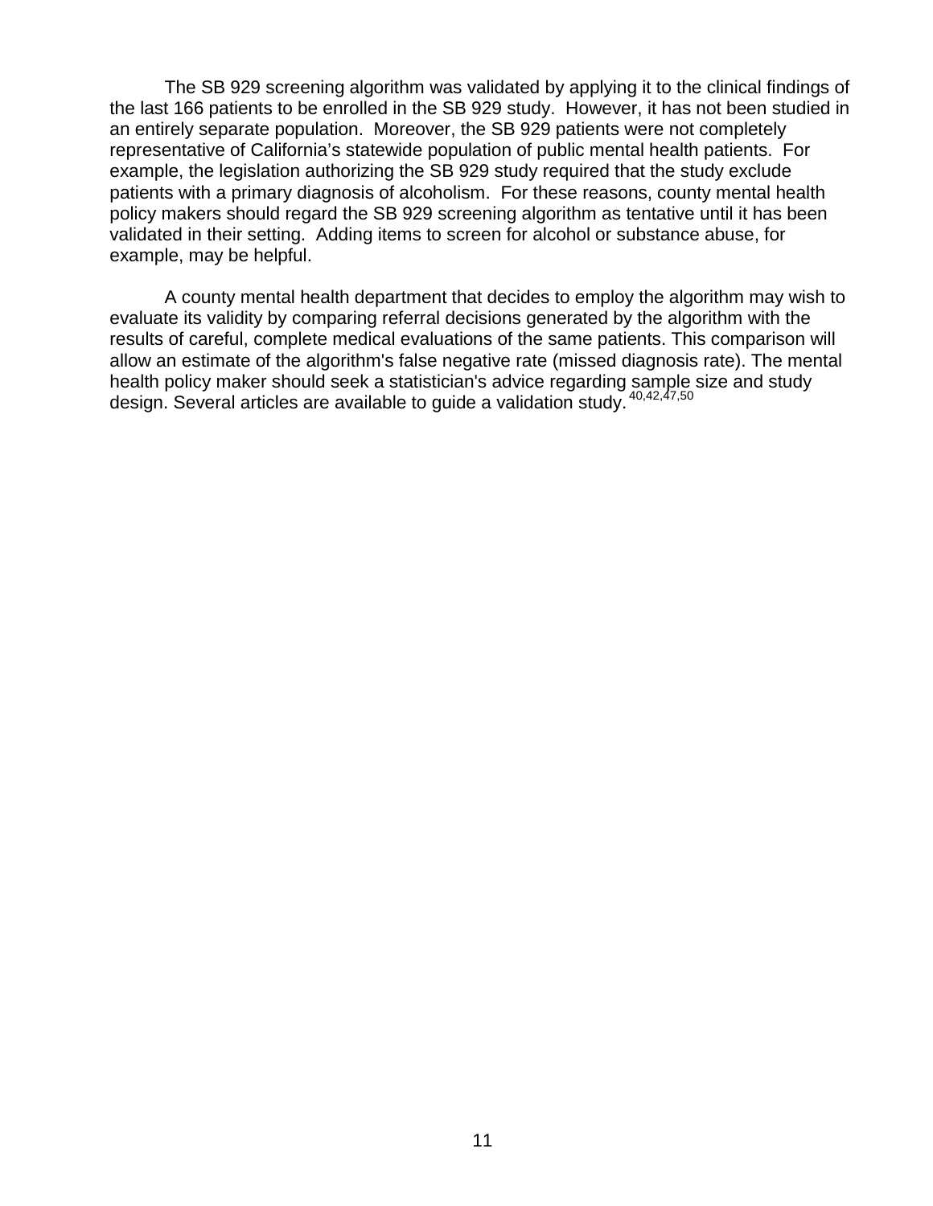The SB 929 screening algorithm was validated by applying it to the clinical findings of the last 166 patients to be enrolled in the SB 929 study. However, it has not been studied in an entirely separate population. Moreover, the SB 929 patients were not completely representative of California's statewide population of public mental health patients. For example, the legislation authorizing the SB 929 study required that the study exclude patients with a primary diagnosis of alcoholism. For these reasons, county mental health policy makers should regard the SB 929 screening algorithm as tentative until it has been validated in their setting. Adding items to screen for alcohol or substance abuse, for example, may be helpful.

A county mental health department that decides to employ the algorithm may wish to evaluate its validity by comparing referral decisions generated by the algorithm with the results of careful, complete medical evaluations of the same patients. This comparison will allow an estimate of the algorithm's false negative rate (missed diagnosis rate). The mental health policy maker should seek a statistician's advice regarding sample size and study design. Several articles are available to guide a validation study.[40,42,47,50]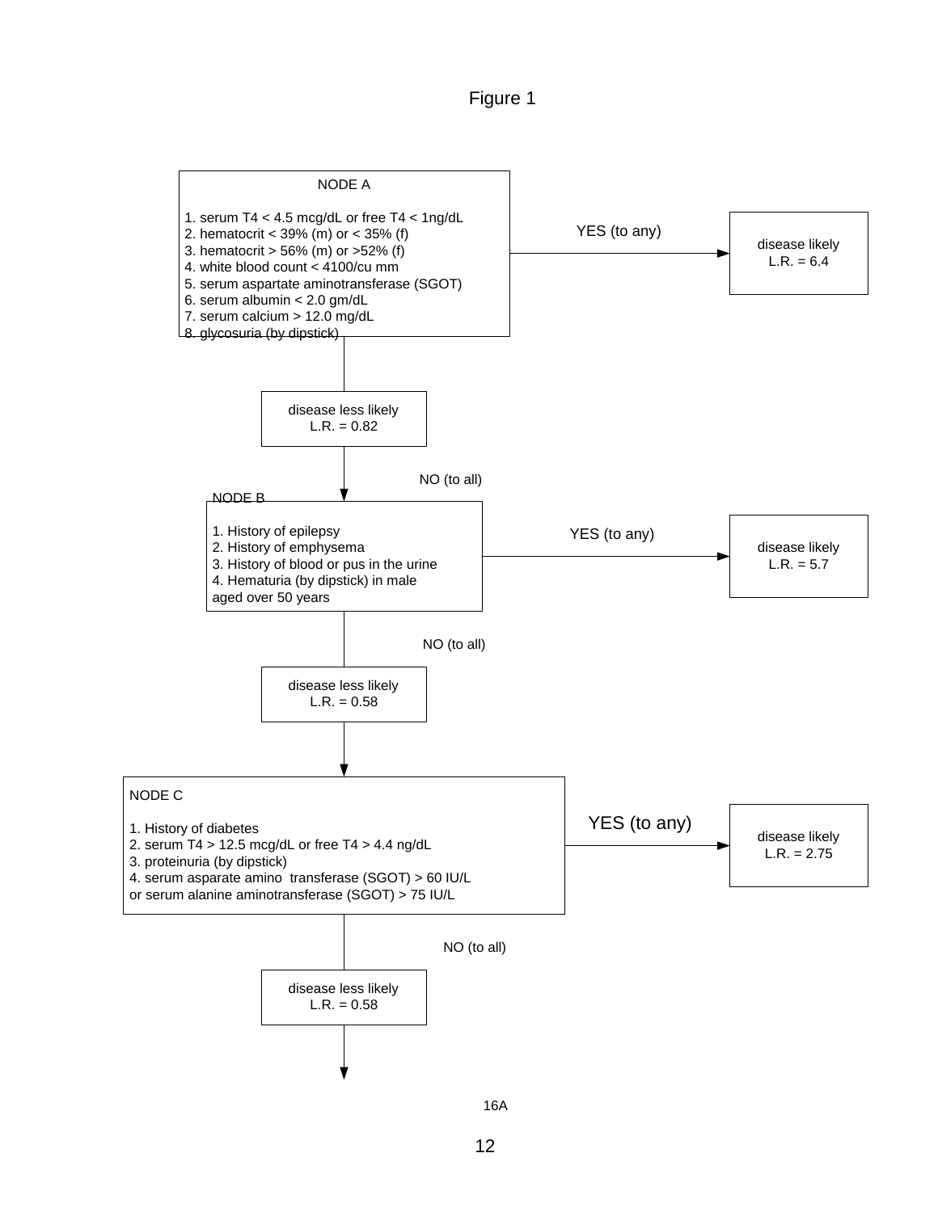Figure 1

**NODE A**

1. serum T4 < 4.5 mcg/dL or free T4 < 1ng/dL
2. hematocrit < 39% (m) or < 35% (f)
3. hematocrit > 56% (m) or >52% (f)
4. white blood count < 4100/cu mm
5. serum aspartate aminotransferase (SGOT)
6. serum albumin < 2.0 gm/dL
7. serum calcium > 12.0 mg/dL
8. glycosuria (by dipstick)

YES (to any) → disease likely L.R. = 6.4

NO (to all) → disease less likely L.R. = 0.82

**NODE B**

1. History of epilepsy
2. History of emphysema
3. History of blood or pus in the urine
4. Hematuria (by dipstick) in male aged over 50 years

YES (to any) → disease likely L.R. = 5.7

NO (to all) → disease less likely L.R. = 0.58

**NODE C**

1. History of diabetes
2. serum T4 > 12.5 mcg/dL or free T4 > 4.4 ng/dL
3. proteinuria (by dipstick)
4. serum asparate amino transferase (SGOT) > 60 IU/L or serum alanine aminotransferase (SGOT) > 75 IU/L

YES (to any) → disease likely L.R. = 2.75

NO (to all) → disease less likely L.R. = 0.58

16A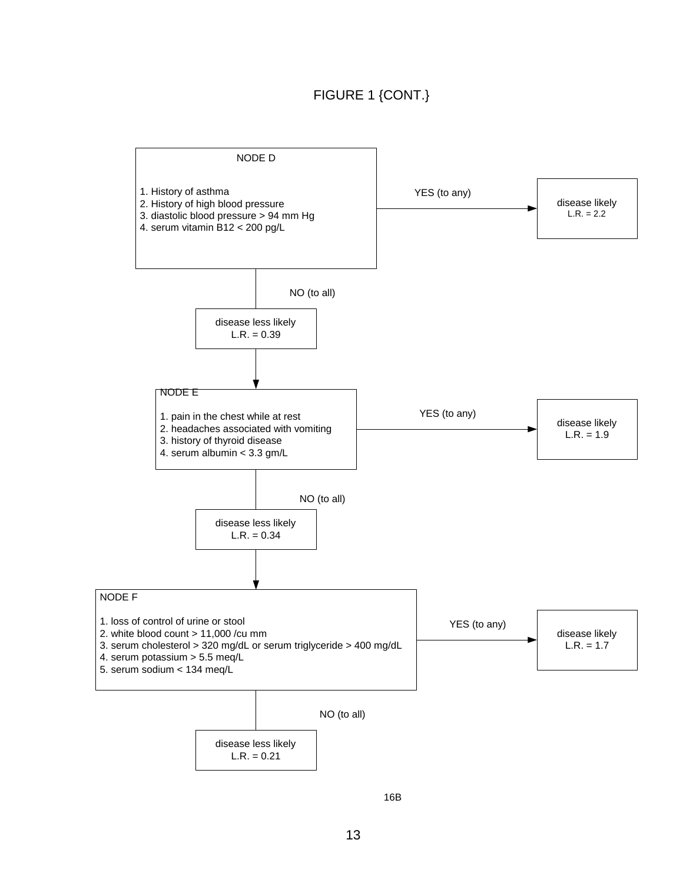FIGURE 1 {CONT.}

**NODE D**

1. History of asthma
2. History of high blood pressure
3. diastolic blood pressure > 94 mm Hg
4. serum vitamin B12 < 200 pg/L

YES (to any) → disease likely, L.R. = 2.2

NO (to all) → disease less likely, L.R. = 0.39 → NODE E

**NODE E**

1. pain in the chest while at rest
2. headaches associated with vomiting
3. history of thyroid disease
4. serum albumin < 3.3 gm/L

YES (to any) → disease likely, L.R. = 1.9

NO (to all) → disease less likely, L.R. = 0.34 → NODE F

**NODE F**

1. loss of control of urine or stool
2. white blood count > 11,000 /cu mm
3. serum cholesterol > 320 mg/dL or serum triglyceride > 400 mg/dL
4. serum potassium > 5.5 meq/L
5. serum sodium < 134 meq/L

YES (to any) → disease likely, L.R. = 1.7

NO (to all) → disease less likely, L.R. = 0.21

16B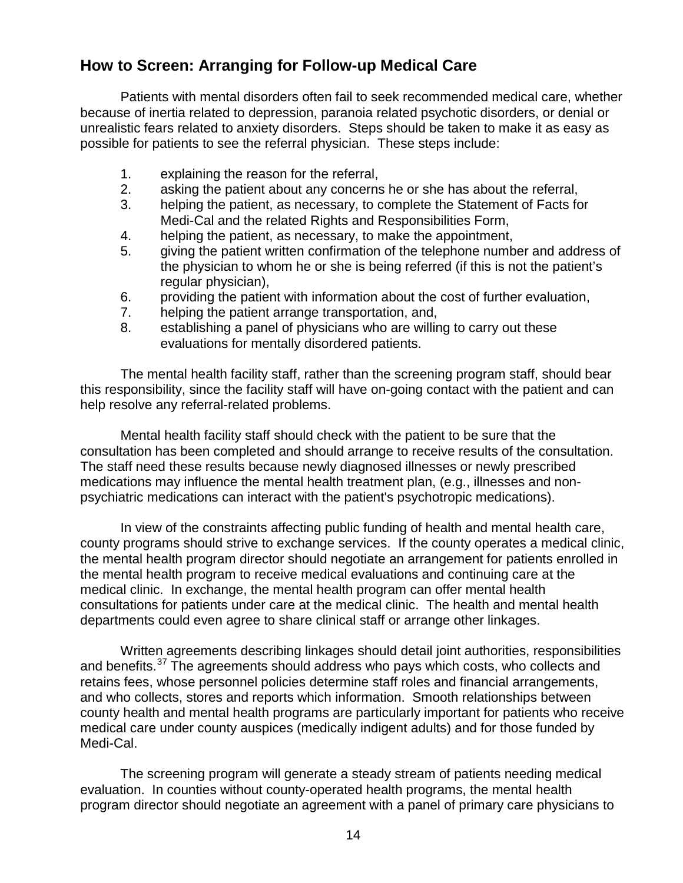## How to Screen: Arranging for Follow-up Medical Care

Patients with mental disorders often fail to seek recommended medical care, whether because of inertia related to depression, paranoia related psychotic disorders, or denial or unrealistic fears related to anxiety disorders. Steps should be taken to make it as easy as possible for patients to see the referral physician. These steps include:

1. explaining the reason for the referral,
2. asking the patient about any concerns he or she has about the referral,
3. helping the patient, as necessary, to complete the Statement of Facts for Medi-Cal and the related Rights and Responsibilities Form,
4. helping the patient, as necessary, to make the appointment,
5. giving the patient written confirmation of the telephone number and address of the physician to whom he or she is being referred (if this is not the patient's regular physician),
6. providing the patient with information about the cost of further evaluation,
7. helping the patient arrange transportation, and,
8. establishing a panel of physicians who are willing to carry out these evaluations for mentally disordered patients.

The mental health facility staff, rather than the screening program staff, should bear this responsibility, since the facility staff will have on-going contact with the patient and can help resolve any referral-related problems.

Mental health facility staff should check with the patient to be sure that the consultation has been completed and should arrange to receive results of the consultation. The staff need these results because newly diagnosed illnesses or newly prescribed medications may influence the mental health treatment plan, (e.g., illnesses and non-psychiatric medications can interact with the patient's psychotropic medications).

In view of the constraints affecting public funding of health and mental health care, county programs should strive to exchange services. If the county operates a medical clinic, the mental health program director should negotiate an arrangement for patients enrolled in the mental health program to receive medical evaluations and continuing care at the medical clinic. In exchange, the mental health program can offer mental health consultations for patients under care at the medical clinic. The health and mental health departments could even agree to share clinical staff or arrange other linkages.

Written agreements describing linkages should detail joint authorities, responsibilities and benefits.[37] The agreements should address who pays which costs, who collects and retains fees, whose personnel policies determine staff roles and financial arrangements, and who collects, stores and reports which information. Smooth relationships between county health and mental health programs are particularly important for patients who receive medical care under county auspices (medically indigent adults) and for those funded by Medi-Cal.

The screening program will generate a steady stream of patients needing medical evaluation. In counties without county-operated health programs, the mental health program director should negotiate an agreement with a panel of primary care physicians to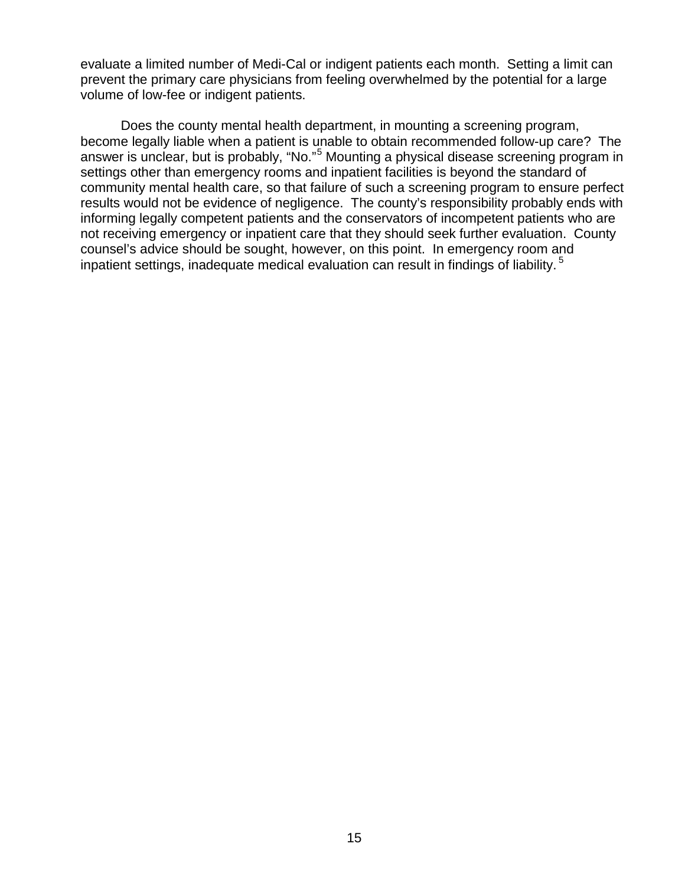evaluate a limited number of Medi-Cal or indigent patients each month. Setting a limit can prevent the primary care physicians from feeling overwhelmed by the potential for a large volume of low-fee or indigent patients.

Does the county mental health department, in mounting a screening program, become legally liable when a patient is unable to obtain recommended follow-up care? The answer is unclear, but is probably, "No."[5] Mounting a physical disease screening program in settings other than emergency rooms and inpatient facilities is beyond the standard of community mental health care, so that failure of such a screening program to ensure perfect results would not be evidence of negligence. The county's responsibility probably ends with informing legally competent patients and the conservators of incompetent patients who are not receiving emergency or inpatient care that they should seek further evaluation. County counsel's advice should be sought, however, on this point. In emergency room and inpatient settings, inadequate medical evaluation can result in findings of liability.[5]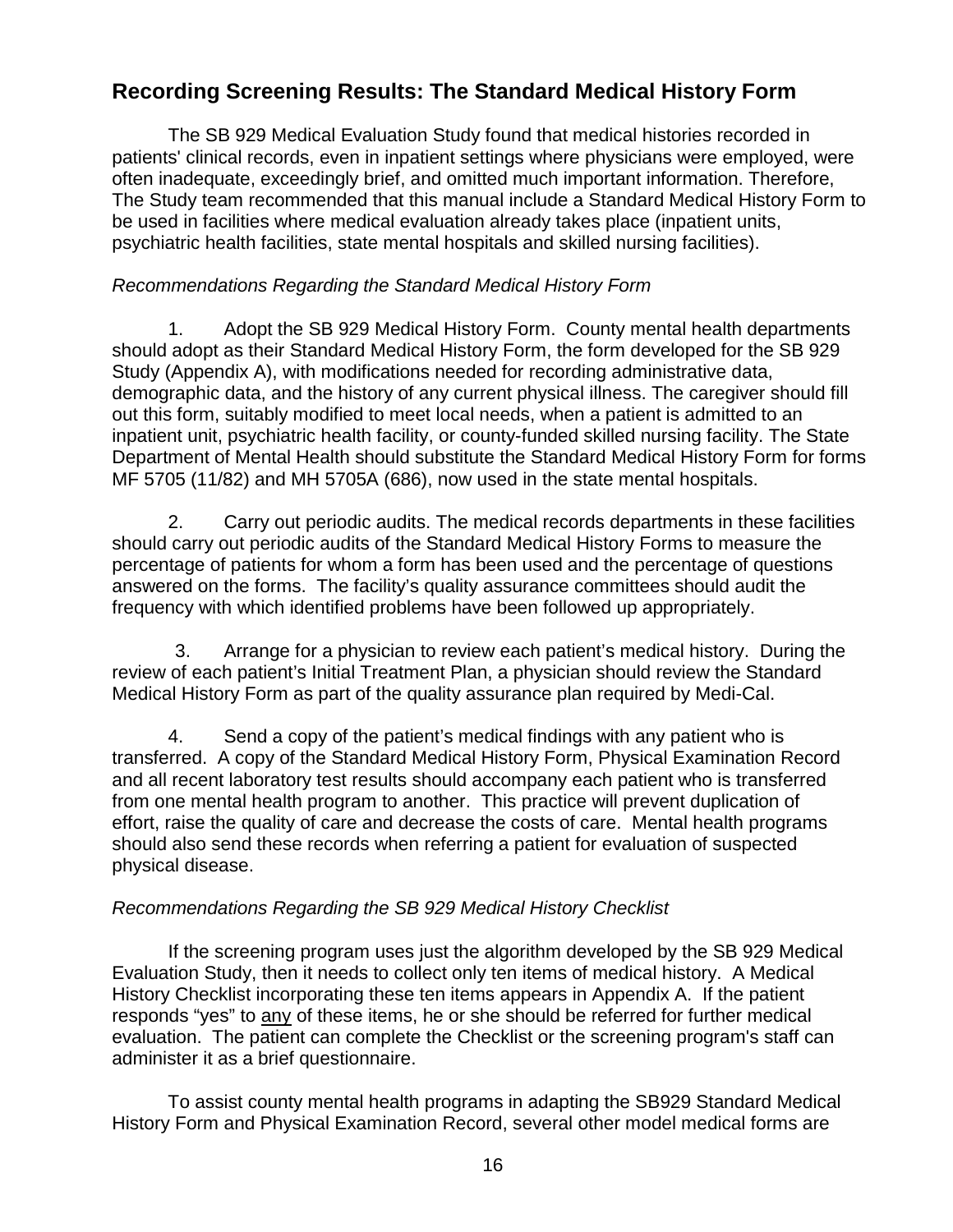## Recording Screening Results: The Standard Medical History Form

The SB 929 Medical Evaluation Study found that medical histories recorded in patients' clinical records, even in inpatient settings where physicians were employed, were often inadequate, exceedingly brief, and omitted much important information. Therefore, The Study team recommended that this manual include a Standard Medical History Form to be used in facilities where medical evaluation already takes place (inpatient units, psychiatric health facilities, state mental hospitals and skilled nursing facilities).

*Recommendations Regarding the Standard Medical History Form*

1. Adopt the SB 929 Medical History Form. County mental health departments should adopt as their Standard Medical History Form, the form developed for the SB 929 Study (Appendix A), with modifications needed for recording administrative data, demographic data, and the history of any current physical illness. The caregiver should fill out this form, suitably modified to meet local needs, when a patient is admitted to an inpatient unit, psychiatric health facility, or county-funded skilled nursing facility. The State Department of Mental Health should substitute the Standard Medical History Form for forms MF 5705 (11/82) and MH 5705A (686), now used in the state mental hospitals.

2. Carry out periodic audits. The medical records departments in these facilities should carry out periodic audits of the Standard Medical History Forms to measure the percentage of patients for whom a form has been used and the percentage of questions answered on the forms. The facility's quality assurance committees should audit the frequency with which identified problems have been followed up appropriately.

3. Arrange for a physician to review each patient's medical history. During the review of each patient's Initial Treatment Plan, a physician should review the Standard Medical History Form as part of the quality assurance plan required by Medi-Cal.

4. Send a copy of the patient's medical findings with any patient who is transferred. A copy of the Standard Medical History Form, Physical Examination Record and all recent laboratory test results should accompany each patient who is transferred from one mental health program to another. This practice will prevent duplication of effort, raise the quality of care and decrease the costs of care. Mental health programs should also send these records when referring a patient for evaluation of suspected physical disease.

*Recommendations Regarding the SB 929 Medical History Checklist*

If the screening program uses just the algorithm developed by the SB 929 Medical Evaluation Study, then it needs to collect only ten items of medical history. A Medical History Checklist incorporating these ten items appears in Appendix A. If the patient responds "yes" to <u>any</u> of these items, he or she should be referred for further medical evaluation. The patient can complete the Checklist or the screening program's staff can administer it as a brief questionnaire.

To assist county mental health programs in adapting the SB929 Standard Medical History Form and Physical Examination Record, several other model medical forms are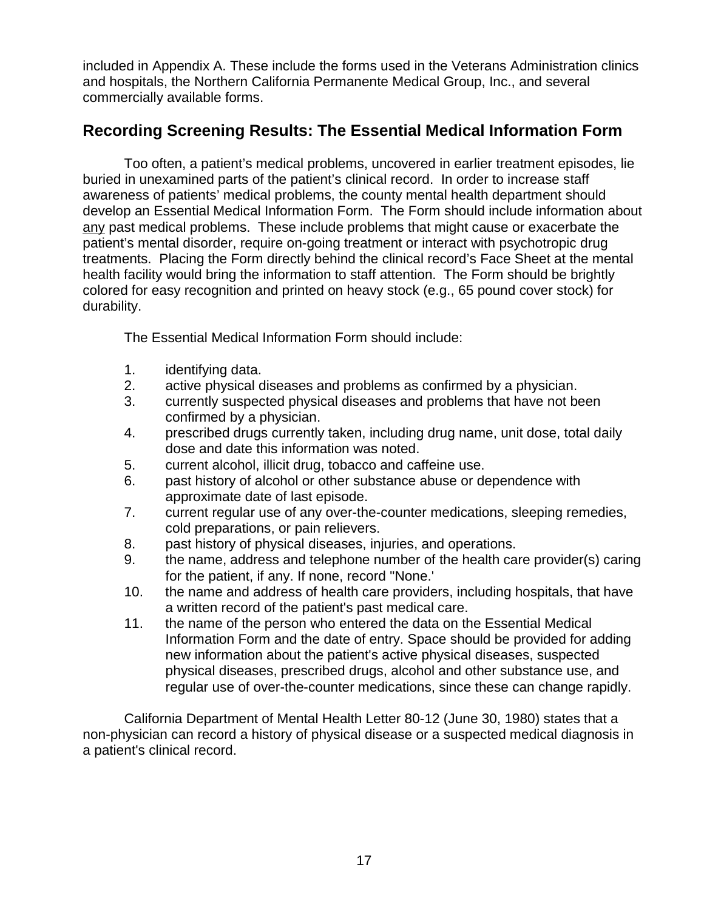included in Appendix A. These include the forms used in the Veterans Administration clinics and hospitals, the Northern California Permanente Medical Group, Inc., and several commercially available forms.

## Recording Screening Results: The Essential Medical Information Form

Too often, a patient's medical problems, uncovered in earlier treatment episodes, lie buried in unexamined parts of the patient's clinical record. In order to increase staff awareness of patients' medical problems, the county mental health department should develop an Essential Medical Information Form. The Form should include information about <u>any</u> past medical problems. These include problems that might cause or exacerbate the patient's mental disorder, require on-going treatment or interact with psychotropic drug treatments. Placing the Form directly behind the clinical record's Face Sheet at the mental health facility would bring the information to staff attention. The Form should be brightly colored for easy recognition and printed on heavy stock (e.g., 65 pound cover stock) for durability.

The Essential Medical Information Form should include:

1. identifying data.
2. active physical diseases and problems as confirmed by a physician.
3. currently suspected physical diseases and problems that have not been confirmed by a physician.
4. prescribed drugs currently taken, including drug name, unit dose, total daily dose and date this information was noted.
5. current alcohol, illicit drug, tobacco and caffeine use.
6. past history of alcohol or other substance abuse or dependence with approximate date of last episode.
7. current regular use of any over-the-counter medications, sleeping remedies, cold preparations, or pain relievers.
8. past history of physical diseases, injuries, and operations.
9. the name, address and telephone number of the health care provider(s) caring for the patient, if any. If none, record "None.'
10. the name and address of health care providers, including hospitals, that have a written record of the patient's past medical care.
11. the name of the person who entered the data on the Essential Medical Information Form and the date of entry. Space should be provided for adding new information about the patient's active physical diseases, suspected physical diseases, prescribed drugs, alcohol and other substance use, and regular use of over-the-counter medications, since these can change rapidly.

California Department of Mental Health Letter 80-12 (June 30, 1980) states that a non-physician can record a history of physical disease or a suspected medical diagnosis in a patient's clinical record.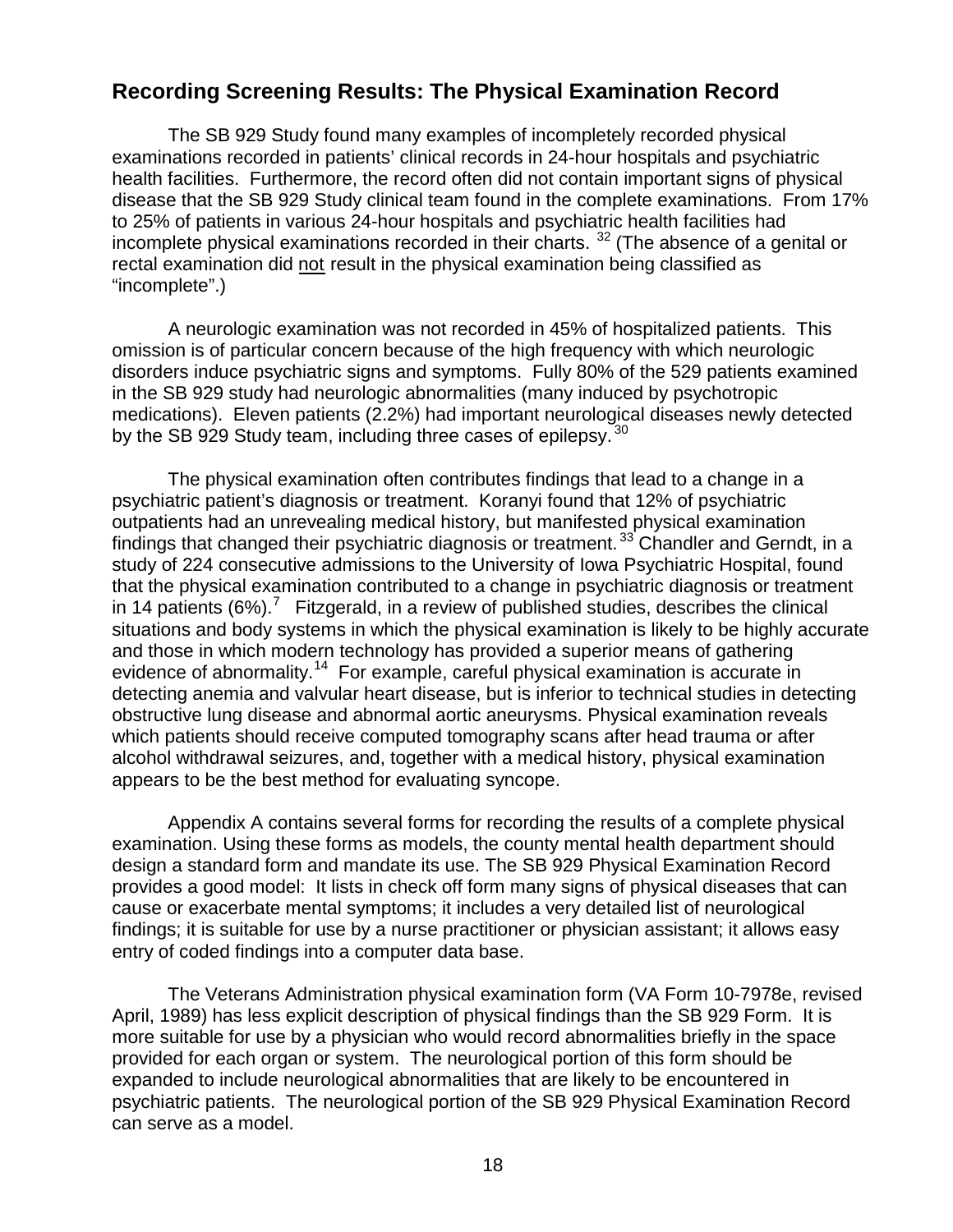## Recording Screening Results: The Physical Examination Record

The SB 929 Study found many examples of incompletely recorded physical examinations recorded in patients' clinical records in 24-hour hospitals and psychiatric health facilities. Furthermore, the record often did not contain important signs of physical disease that the SB 929 Study clinical team found in the complete examinations. From 17% to 25% of patients in various 24-hour hospitals and psychiatric health facilities had incomplete physical examinations recorded in their charts. [32] (The absence of a genital or rectal examination did not result in the physical examination being classified as "incomplete".)

A neurologic examination was not recorded in 45% of hospitalized patients. This omission is of particular concern because of the high frequency with which neurologic disorders induce psychiatric signs and symptoms. Fully 80% of the 529 patients examined in the SB 929 study had neurologic abnormalities (many induced by psychotropic medications). Eleven patients (2.2%) had important neurological diseases newly detected by the SB 929 Study team, including three cases of epilepsy. [30]

The physical examination often contributes findings that lead to a change in a psychiatric patient's diagnosis or treatment. Koranyi found that 12% of psychiatric outpatients had an unrevealing medical history, but manifested physical examination findings that changed their psychiatric diagnosis or treatment. [33] Chandler and Gerndt, in a study of 224 consecutive admissions to the University of Iowa Psychiatric Hospital, found that the physical examination contributed to a change in psychiatric diagnosis or treatment in 14 patients (6%). [7] Fitzgerald, in a review of published studies, describes the clinical situations and body systems in which the physical examination is likely to be highly accurate and those in which modern technology has provided a superior means of gathering evidence of abnormality. [14] For example, careful physical examination is accurate in detecting anemia and valvular heart disease, but is inferior to technical studies in detecting obstructive lung disease and abnormal aortic aneurysms. Physical examination reveals which patients should receive computed tomography scans after head trauma or after alcohol withdrawal seizures, and, together with a medical history, physical examination appears to be the best method for evaluating syncope.

Appendix A contains several forms for recording the results of a complete physical examination. Using these forms as models, the county mental health department should design a standard form and mandate its use. The SB 929 Physical Examination Record provides a good model: It lists in check off form many signs of physical diseases that can cause or exacerbate mental symptoms; it includes a very detailed list of neurological findings; it is suitable for use by a nurse practitioner or physician assistant; it allows easy entry of coded findings into a computer data base.

The Veterans Administration physical examination form (VA Form 10-7978e, revised April, 1989) has less explicit description of physical findings than the SB 929 Form. It is more suitable for use by a physician who would record abnormalities briefly in the space provided for each organ or system. The neurological portion of this form should be expanded to include neurological abnormalities that are likely to be encountered in psychiatric patients. The neurological portion of the SB 929 Physical Examination Record can serve as a model.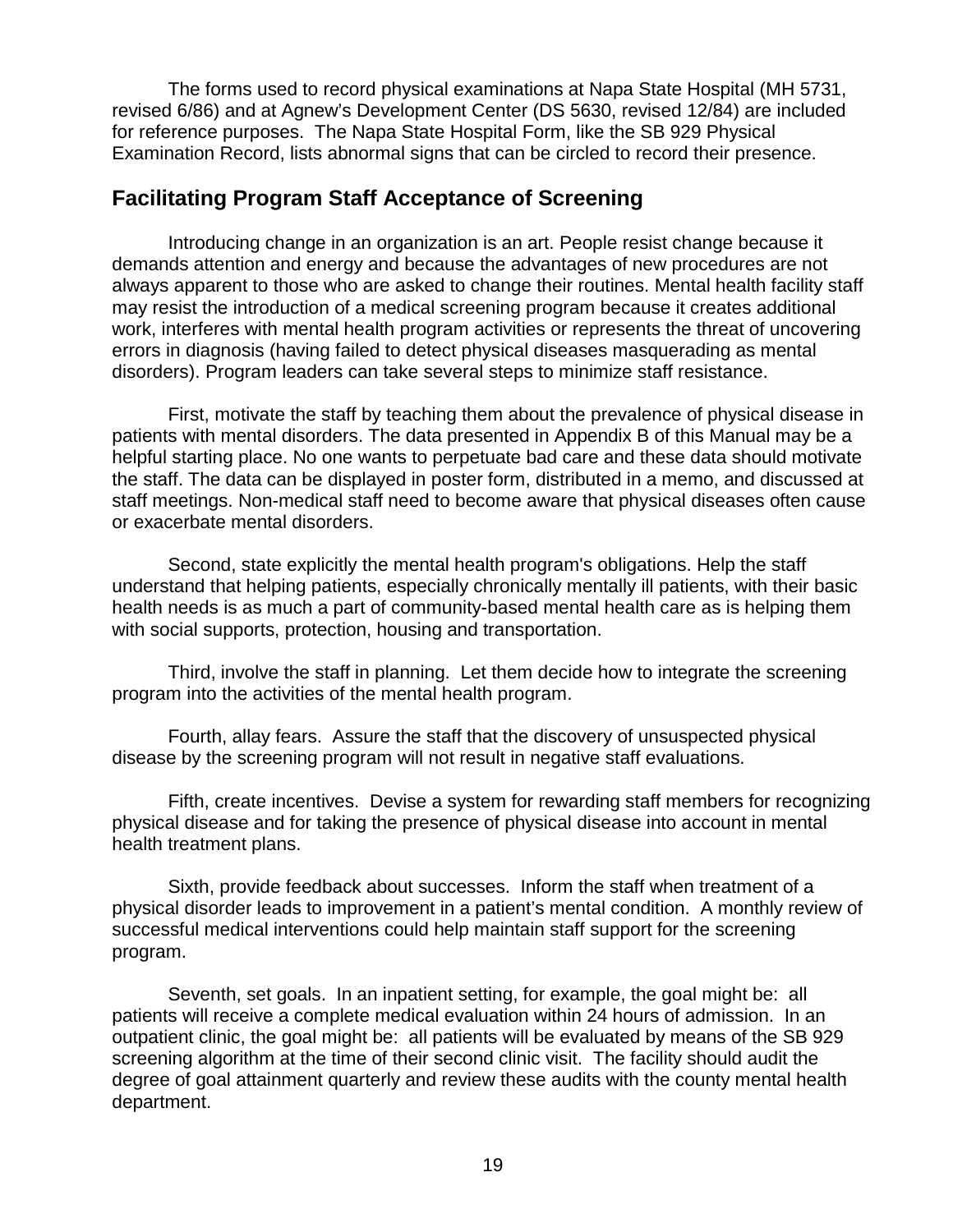The forms used to record physical examinations at Napa State Hospital (MH 5731, revised 6/86) and at Agnew's Development Center (DS 5630, revised 12/84) are included for reference purposes. The Napa State Hospital Form, like the SB 929 Physical Examination Record, lists abnormal signs that can be circled to record their presence.

## Facilitating Program Staff Acceptance of Screening

Introducing change in an organization is an art. People resist change because it demands attention and energy and because the advantages of new procedures are not always apparent to those who are asked to change their routines. Mental health facility staff may resist the introduction of a medical screening program because it creates additional work, interferes with mental health program activities or represents the threat of uncovering errors in diagnosis (having failed to detect physical diseases masquerading as mental disorders). Program leaders can take several steps to minimize staff resistance.

First, motivate the staff by teaching them about the prevalence of physical disease in patients with mental disorders. The data presented in Appendix B of this Manual may be a helpful starting place. No one wants to perpetuate bad care and these data should motivate the staff. The data can be displayed in poster form, distributed in a memo, and discussed at staff meetings. Non-medical staff need to become aware that physical diseases often cause or exacerbate mental disorders.

Second, state explicitly the mental health program's obligations. Help the staff understand that helping patients, especially chronically mentally ill patients, with their basic health needs is as much a part of community-based mental health care as is helping them with social supports, protection, housing and transportation.

Third, involve the staff in planning. Let them decide how to integrate the screening program into the activities of the mental health program.

Fourth, allay fears. Assure the staff that the discovery of unsuspected physical disease by the screening program will not result in negative staff evaluations.

Fifth, create incentives. Devise a system for rewarding staff members for recognizing physical disease and for taking the presence of physical disease into account in mental health treatment plans.

Sixth, provide feedback about successes. Inform the staff when treatment of a physical disorder leads to improvement in a patient's mental condition. A monthly review of successful medical interventions could help maintain staff support for the screening program.

Seventh, set goals. In an inpatient setting, for example, the goal might be: all patients will receive a complete medical evaluation within 24 hours of admission. In an outpatient clinic, the goal might be: all patients will be evaluated by means of the SB 929 screening algorithm at the time of their second clinic visit. The facility should audit the degree of goal attainment quarterly and review these audits with the county mental health department.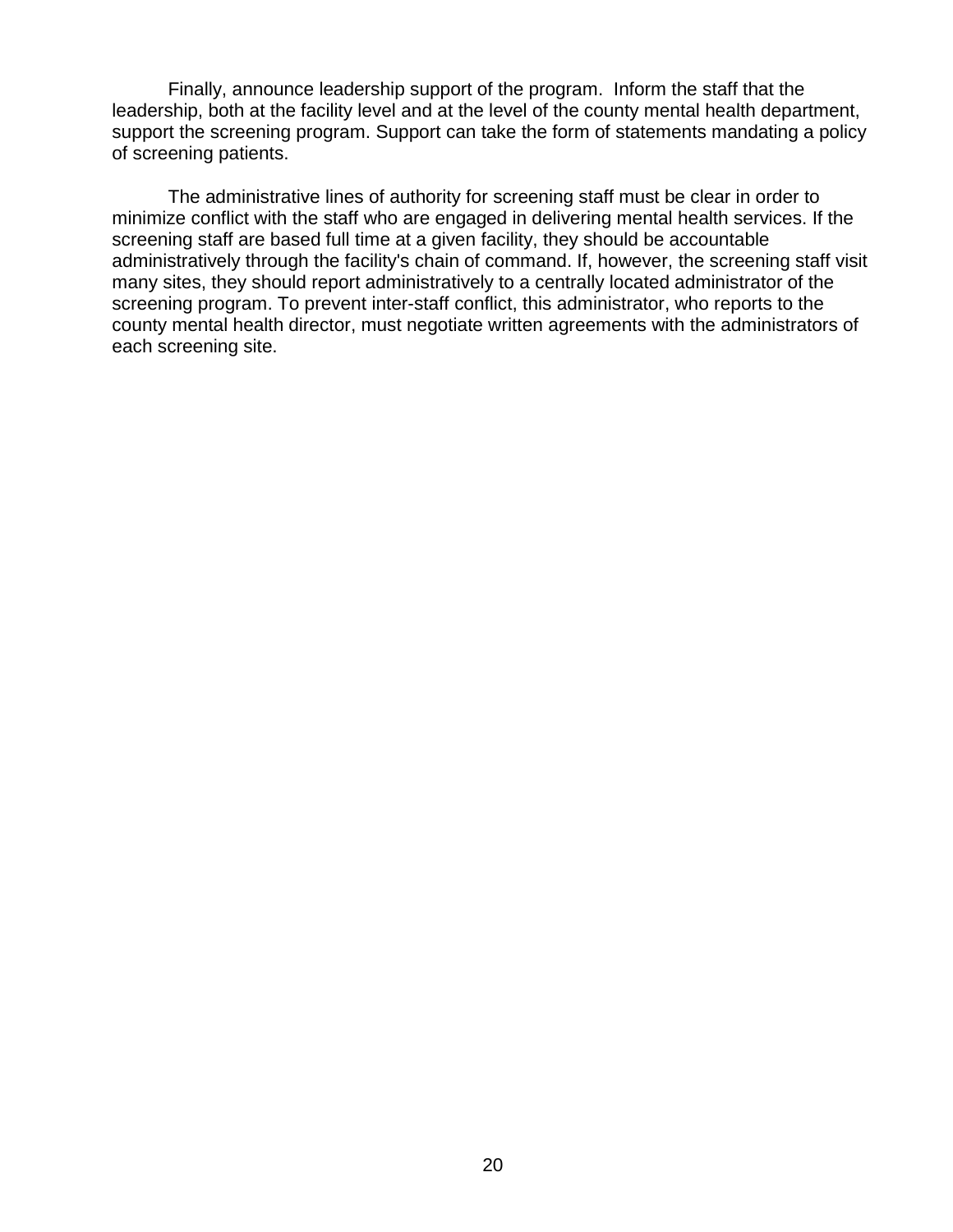Finally, announce leadership support of the program. Inform the staff that the leadership, both at the facility level and at the level of the county mental health department, support the screening program. Support can take the form of statements mandating a policy of screening patients.

The administrative lines of authority for screening staff must be clear in order to minimize conflict with the staff who are engaged in delivering mental health services. If the screening staff are based full time at a given facility, they should be accountable administratively through the facility's chain of command. If, however, the screening staff visit many sites, they should report administratively to a centrally located administrator of the screening program. To prevent inter-staff conflict, this administrator, who reports to the county mental health director, must negotiate written agreements with the administrators of each screening site.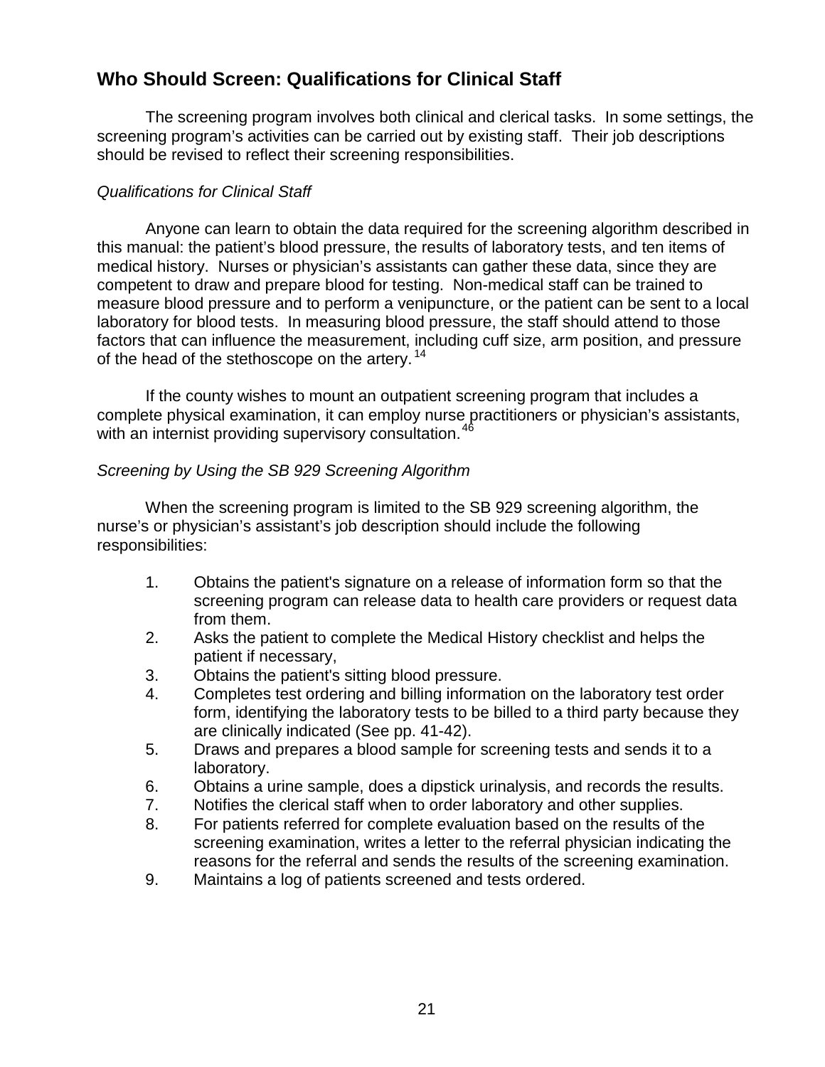## Who Should Screen: Qualifications for Clinical Staff

The screening program involves both clinical and clerical tasks. In some settings, the screening program's activities can be carried out by existing staff. Their job descriptions should be revised to reflect their screening responsibilities.

*Qualifications for Clinical Staff*

Anyone can learn to obtain the data required for the screening algorithm described in this manual: the patient's blood pressure, the results of laboratory tests, and ten items of medical history. Nurses or physician's assistants can gather these data, since they are competent to draw and prepare blood for testing. Non-medical staff can be trained to measure blood pressure and to perform a venipuncture, or the patient can be sent to a local laboratory for blood tests. In measuring blood pressure, the staff should attend to those factors that can influence the measurement, including cuff size, arm position, and pressure of the head of the stethoscope on the artery.[14]

If the county wishes to mount an outpatient screening program that includes a complete physical examination, it can employ nurse practitioners or physician's assistants, with an internist providing supervisory consultation.[46]

*Screening by Using the SB 929 Screening Algorithm*

When the screening program is limited to the SB 929 screening algorithm, the nurse's or physician's assistant's job description should include the following responsibilities:

1. Obtains the patient's signature on a release of information form so that the screening program can release data to health care providers or request data from them.
2. Asks the patient to complete the Medical History checklist and helps the patient if necessary,
3. Obtains the patient's sitting blood pressure.
4. Completes test ordering and billing information on the laboratory test order form, identifying the laboratory tests to be billed to a third party because they are clinically indicated (See pp. 41-42).
5. Draws and prepares a blood sample for screening tests and sends it to a laboratory.
6. Obtains a urine sample, does a dipstick urinalysis, and records the results.
7. Notifies the clerical staff when to order laboratory and other supplies.
8. For patients referred for complete evaluation based on the results of the screening examination, writes a letter to the referral physician indicating the reasons for the referral and sends the results of the screening examination.
9. Maintains a log of patients screened and tests ordered.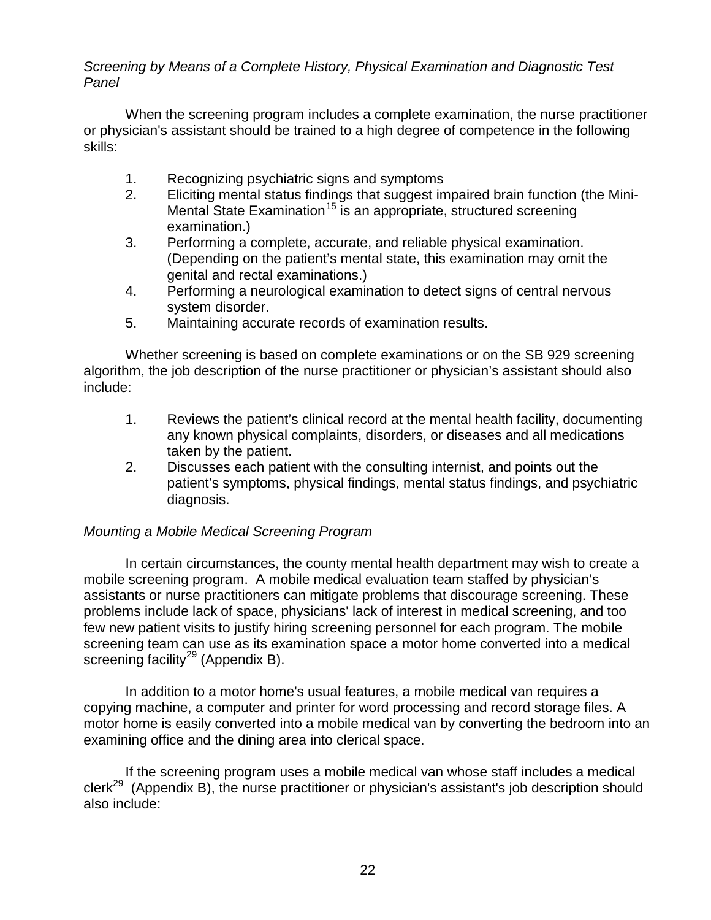*Screening by Means of a Complete History, Physical Examination and Diagnostic Test Panel*

When the screening program includes a complete examination, the nurse practitioner or physician's assistant should be trained to a high degree of competence in the following skills:

1. Recognizing psychiatric signs and symptoms
2. Eliciting mental status findings that suggest impaired brain function (the Mini-Mental State Examination[15] is an appropriate, structured screening examination.)
3. Performing a complete, accurate, and reliable physical examination. (Depending on the patient's mental state, this examination may omit the genital and rectal examinations.)
4. Performing a neurological examination to detect signs of central nervous system disorder.
5. Maintaining accurate records of examination results.

Whether screening is based on complete examinations or on the SB 929 screening algorithm, the job description of the nurse practitioner or physician's assistant should also include:

1. Reviews the patient's clinical record at the mental health facility, documenting any known physical complaints, disorders, or diseases and all medications taken by the patient.
2. Discusses each patient with the consulting internist, and points out the patient's symptoms, physical findings, mental status findings, and psychiatric diagnosis.

*Mounting a Mobile Medical Screening Program*

In certain circumstances, the county mental health department may wish to create a mobile screening program. A mobile medical evaluation team staffed by physician's assistants or nurse practitioners can mitigate problems that discourage screening. These problems include lack of space, physicians' lack of interest in medical screening, and too few new patient visits to justify hiring screening personnel for each program. The mobile screening team can use as its examination space a motor home converted into a medical screening facility[29] (Appendix B).

In addition to a motor home's usual features, a mobile medical van requires a copying machine, a computer and printer for word processing and record storage files. A motor home is easily converted into a mobile medical van by converting the bedroom into an examining office and the dining area into clerical space.

If the screening program uses a mobile medical van whose staff includes a medical clerk[29] (Appendix B), the nurse practitioner or physician's assistant's job description should also include: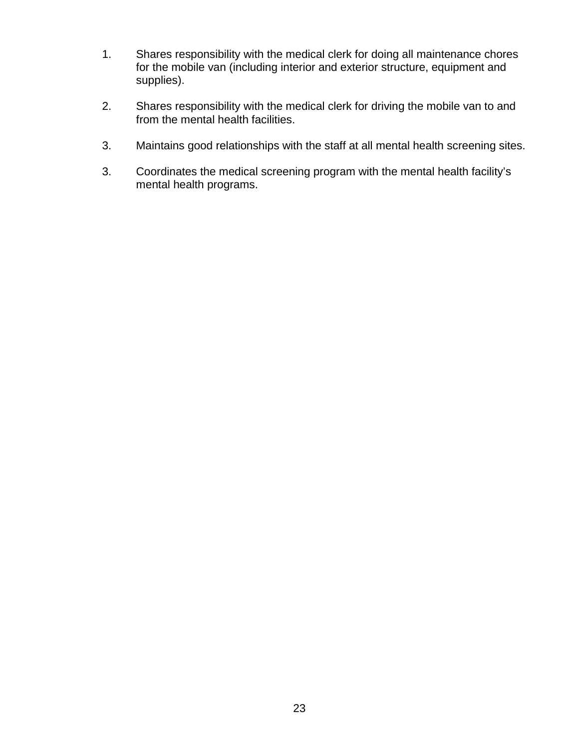1. Shares responsibility with the medical clerk for doing all maintenance chores for the mobile van (including interior and exterior structure, equipment and supplies).

2. Shares responsibility with the medical clerk for driving the mobile van to and from the mental health facilities.

3. Maintains good relationships with the staff at all mental health screening sites.

3. Coordinates the medical screening program with the mental health facility's mental health programs.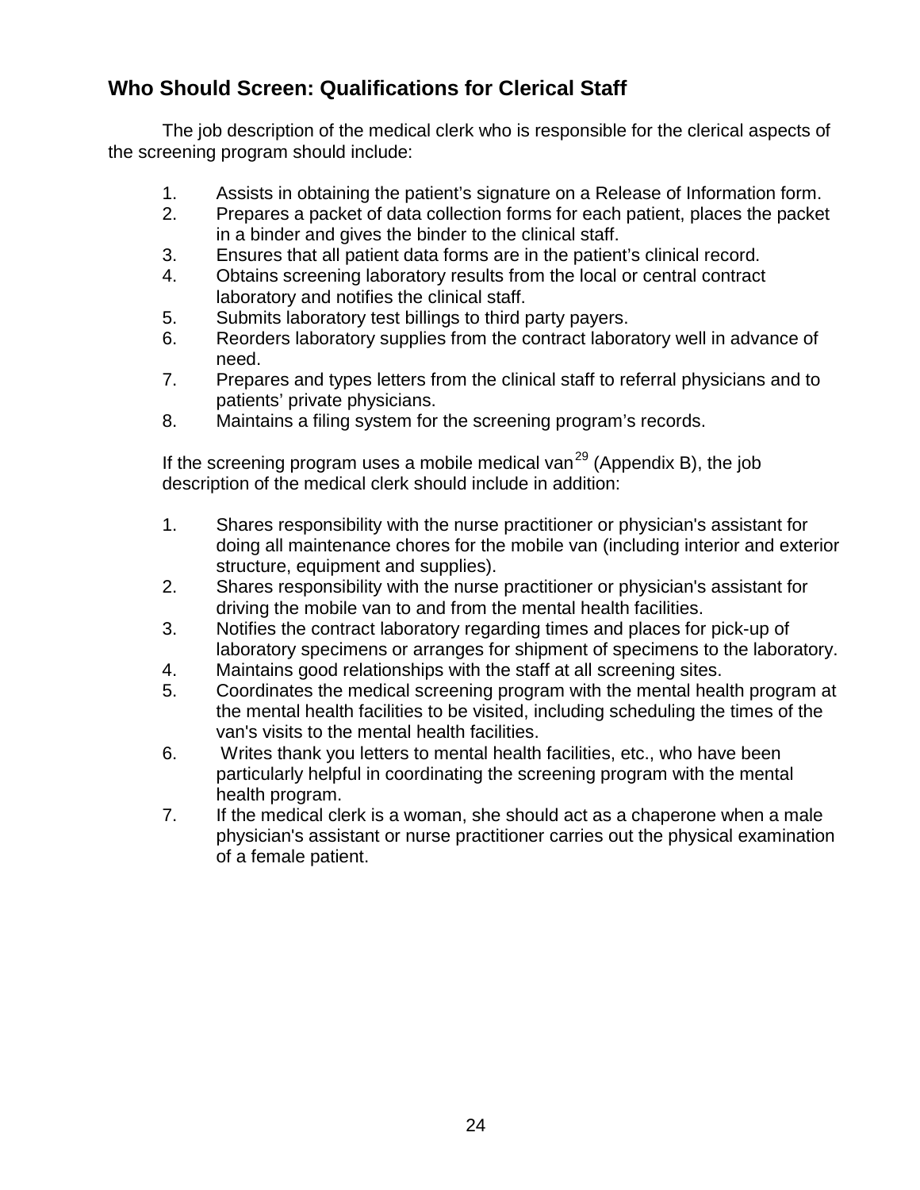## Who Should Screen: Qualifications for Clerical Staff

The job description of the medical clerk who is responsible for the clerical aspects of the screening program should include:

1. Assists in obtaining the patient's signature on a Release of Information form.
2. Prepares a packet of data collection forms for each patient, places the packet in a binder and gives the binder to the clinical staff.
3. Ensures that all patient data forms are in the patient's clinical record.
4. Obtains screening laboratory results from the local or central contract laboratory and notifies the clinical staff.
5. Submits laboratory test billings to third party payers.
6. Reorders laboratory supplies from the contract laboratory well in advance of need.
7. Prepares and types letters from the clinical staff to referral physicians and to patients' private physicians.
8. Maintains a filing system for the screening program's records.

If the screening program uses a mobile medical van[29] (Appendix B), the job description of the medical clerk should include in addition:

1. Shares responsibility with the nurse practitioner or physician's assistant for doing all maintenance chores for the mobile van (including interior and exterior structure, equipment and supplies).
2. Shares responsibility with the nurse practitioner or physician's assistant for driving the mobile van to and from the mental health facilities.
3. Notifies the contract laboratory regarding times and places for pick-up of laboratory specimens or arranges for shipment of specimens to the laboratory.
4. Maintains good relationships with the staff at all screening sites.
5. Coordinates the medical screening program with the mental health program at the mental health facilities to be visited, including scheduling the times of the van's visits to the mental health facilities.
6. Writes thank you letters to mental health facilities, etc., who have been particularly helpful in coordinating the screening program with the mental health program.
7. If the medical clerk is a woman, she should act as a chaperone when a male physician's assistant or nurse practitioner carries out the physical examination of a female patient.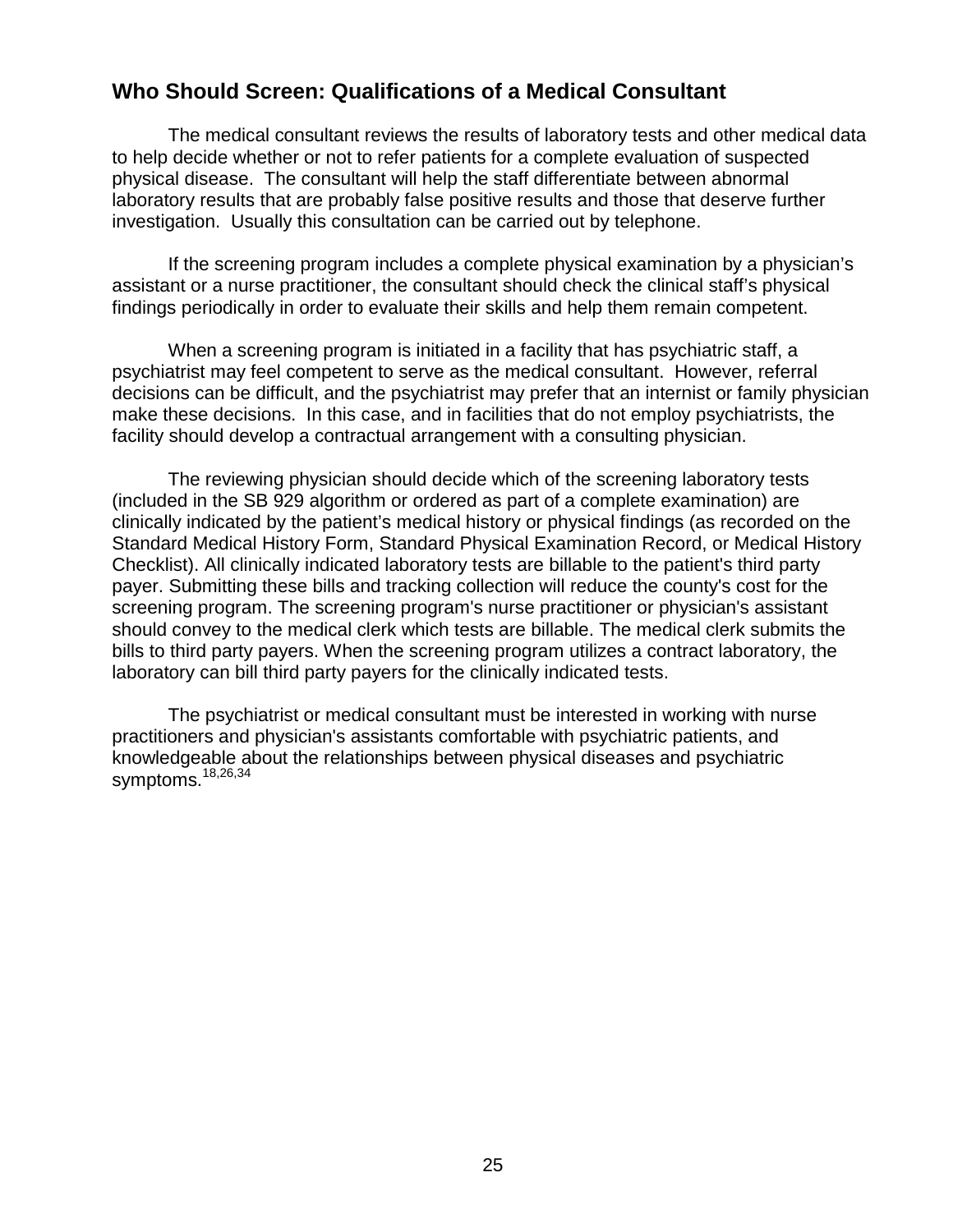## Who Should Screen: Qualifications of a Medical Consultant

The medical consultant reviews the results of laboratory tests and other medical data to help decide whether or not to refer patients for a complete evaluation of suspected physical disease. The consultant will help the staff differentiate between abnormal laboratory results that are probably false positive results and those that deserve further investigation. Usually this consultation can be carried out by telephone.

If the screening program includes a complete physical examination by a physician's assistant or a nurse practitioner, the consultant should check the clinical staff's physical findings periodically in order to evaluate their skills and help them remain competent.

When a screening program is initiated in a facility that has psychiatric staff, a psychiatrist may feel competent to serve as the medical consultant. However, referral decisions can be difficult, and the psychiatrist may prefer that an internist or family physician make these decisions. In this case, and in facilities that do not employ psychiatrists, the facility should develop a contractual arrangement with a consulting physician.

The reviewing physician should decide which of the screening laboratory tests (included in the SB 929 algorithm or ordered as part of a complete examination) are clinically indicated by the patient's medical history or physical findings (as recorded on the Standard Medical History Form, Standard Physical Examination Record, or Medical History Checklist). All clinically indicated laboratory tests are billable to the patient's third party payer. Submitting these bills and tracking collection will reduce the county's cost for the screening program. The screening program's nurse practitioner or physician's assistant should convey to the medical clerk which tests are billable. The medical clerk submits the bills to third party payers. When the screening program utilizes a contract laboratory, the laboratory can bill third party payers for the clinically indicated tests.

The psychiatrist or medical consultant must be interested in working with nurse practitioners and physician's assistants comfortable with psychiatric patients, and knowledgeable about the relationships between physical diseases and psychiatric symptoms.[18,26,34]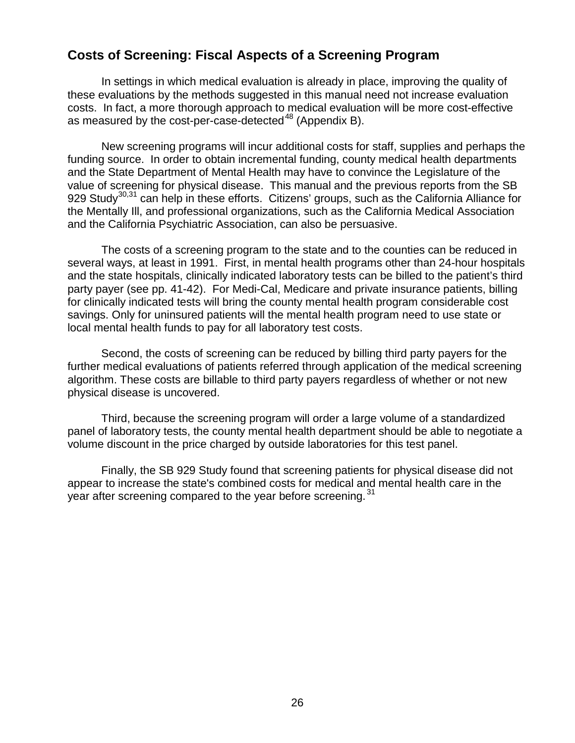## Costs of Screening: Fiscal Aspects of a Screening Program

In settings in which medical evaluation is already in place, improving the quality of these evaluations by the methods suggested in this manual need not increase evaluation costs. In fact, a more thorough approach to medical evaluation will be more cost-effective as measured by the cost-per-case-detected[48] (Appendix B).

New screening programs will incur additional costs for staff, supplies and perhaps the funding source. In order to obtain incremental funding, county medical health departments and the State Department of Mental Health may have to convince the Legislature of the value of screening for physical disease. This manual and the previous reports from the SB 929 Study[30,31] can help in these efforts. Citizens' groups, such as the California Alliance for the Mentally Ill, and professional organizations, such as the California Medical Association and the California Psychiatric Association, can also be persuasive.

The costs of a screening program to the state and to the counties can be reduced in several ways, at least in 1991. First, in mental health programs other than 24-hour hospitals and the state hospitals, clinically indicated laboratory tests can be billed to the patient's third party payer (see pp. 41-42). For Medi-Cal, Medicare and private insurance patients, billing for clinically indicated tests will bring the county mental health program considerable cost savings. Only for uninsured patients will the mental health program need to use state or local mental health funds to pay for all laboratory test costs.

Second, the costs of screening can be reduced by billing third party payers for the further medical evaluations of patients referred through application of the medical screening algorithm. These costs are billable to third party payers regardless of whether or not new physical disease is uncovered.

Third, because the screening program will order a large volume of a standardized panel of laboratory tests, the county mental health department should be able to negotiate a volume discount in the price charged by outside laboratories for this test panel.

Finally, the SB 929 Study found that screening patients for physical disease did not appear to increase the state's combined costs for medical and mental health care in the year after screening compared to the year before screening.[31]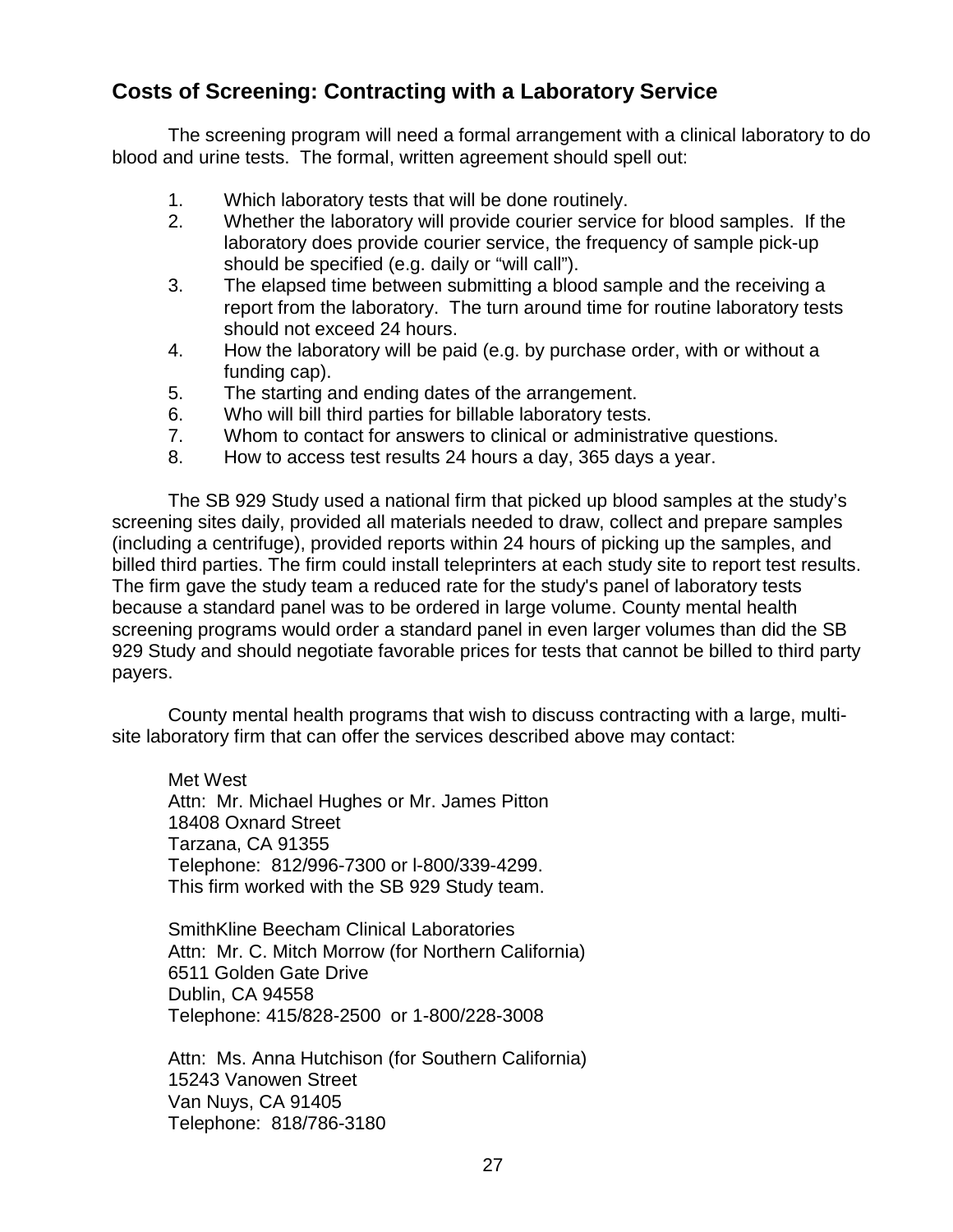## Costs of Screening: Contracting with a Laboratory Service

The screening program will need a formal arrangement with a clinical laboratory to do blood and urine tests. The formal, written agreement should spell out:

1. Which laboratory tests that will be done routinely.
2. Whether the laboratory will provide courier service for blood samples. If the laboratory does provide courier service, the frequency of sample pick-up should be specified (e.g. daily or "will call").
3. The elapsed time between submitting a blood sample and the receiving a report from the laboratory. The turn around time for routine laboratory tests should not exceed 24 hours.
4. How the laboratory will be paid (e.g. by purchase order, with or without a funding cap).
5. The starting and ending dates of the arrangement.
6. Who will bill third parties for billable laboratory tests.
7. Whom to contact for answers to clinical or administrative questions.
8. How to access test results 24 hours a day, 365 days a year.

The SB 929 Study used a national firm that picked up blood samples at the study's screening sites daily, provided all materials needed to draw, collect and prepare samples (including a centrifuge), provided reports within 24 hours of picking up the samples, and billed third parties. The firm could install teleprinters at each study site to report test results. The firm gave the study team a reduced rate for the study's panel of laboratory tests because a standard panel was to be ordered in large volume. County mental health screening programs would order a standard panel in even larger volumes than did the SB 929 Study and should negotiate favorable prices for tests that cannot be billed to third party payers.

County mental health programs that wish to discuss contracting with a large, multi-site laboratory firm that can offer the services described above may contact:

Met West  
Attn: Mr. Michael Hughes or Mr. James Pitton  
18408 Oxnard Street  
Tarzana, CA 91355  
Telephone: 812/996-7300 or l-800/339-4299.  
This firm worked with the SB 929 Study team.

SmithKline Beecham Clinical Laboratories  
Attn: Mr. C. Mitch Morrow (for Northern California)  
6511 Golden Gate Drive  
Dublin, CA 94558  
Telephone: 415/828-2500 or 1-800/228-3008

Attn: Ms. Anna Hutchison (for Southern California)  
15243 Vanowen Street  
Van Nuys, CA 91405  
Telephone: 818/786-3180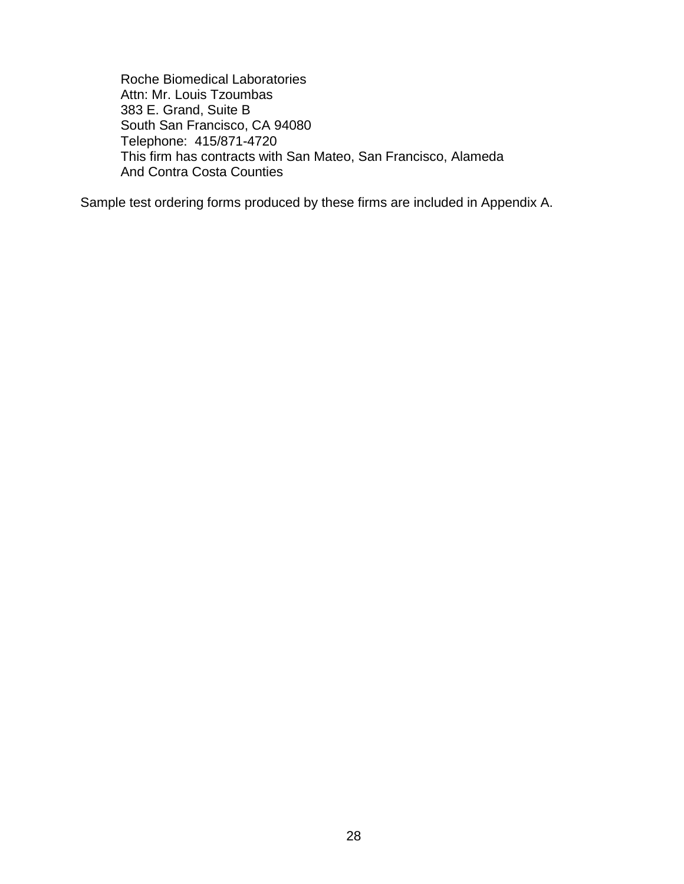Roche Biomedical Laboratories  
Attn: Mr. Louis Tzoumbas  
383 E. Grand, Suite B  
South San Francisco, CA 94080  
Telephone: 415/871-4720  
This firm has contracts with San Mateo, San Francisco, Alameda  
And Contra Costa Counties

Sample test ordering forms produced by these firms are included in Appendix A.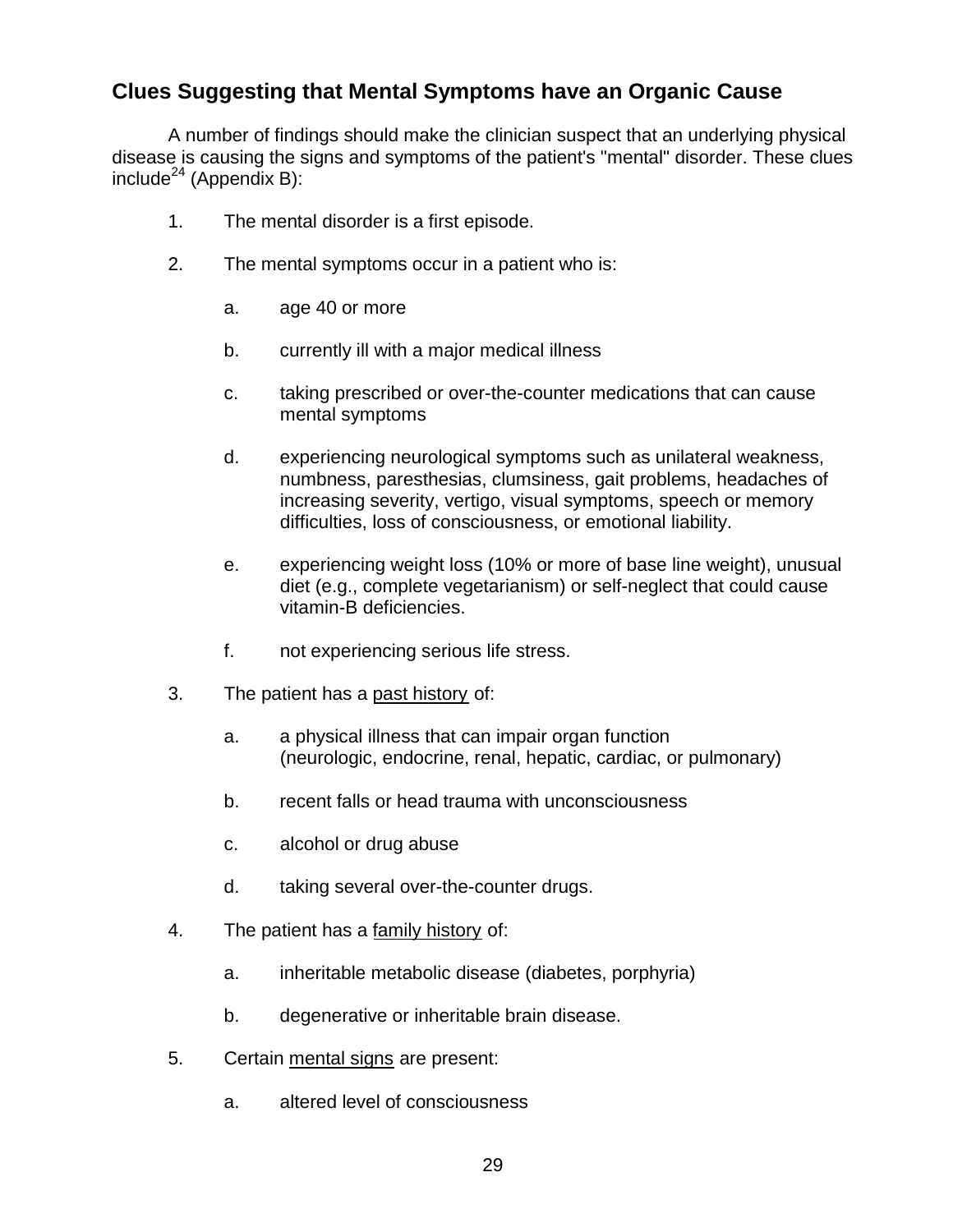## Clues Suggesting that Mental Symptoms have an Organic Cause

A number of findings should make the clinician suspect that an underlying physical disease is causing the signs and symptoms of the patient's "mental" disorder. These clues include[24] (Appendix B):

1. The mental disorder is a first episode.

2. The mental symptoms occur in a patient who is:

   a. age 40 or more

   b. currently ill with a major medical illness

   c. taking prescribed or over-the-counter medications that can cause mental symptoms

   d. experiencing neurological symptoms such as unilateral weakness, numbness, paresthesias, clumsiness, gait problems, headaches of increasing severity, vertigo, visual symptoms, speech or memory difficulties, loss of consciousness, or emotional liability.

   e. experiencing weight loss (10% or more of base line weight), unusual diet (e.g., complete vegetarianism) or self-neglect that could cause vitamin-B deficiencies.

   f. not experiencing serious life stress.

3. The patient has a <u>past history</u> of:

   a. a physical illness that can impair organ function (neurologic, endocrine, renal, hepatic, cardiac, or pulmonary)

   b. recent falls or head trauma with unconsciousness

   c. alcohol or drug abuse

   d. taking several over-the-counter drugs.

4. The patient has a <u>family history</u> of:

   a. inheritable metabolic disease (diabetes, porphyria)

   b. degenerative or inheritable brain disease.

5. Certain <u>mental signs</u> are present:

   a. altered level of consciousness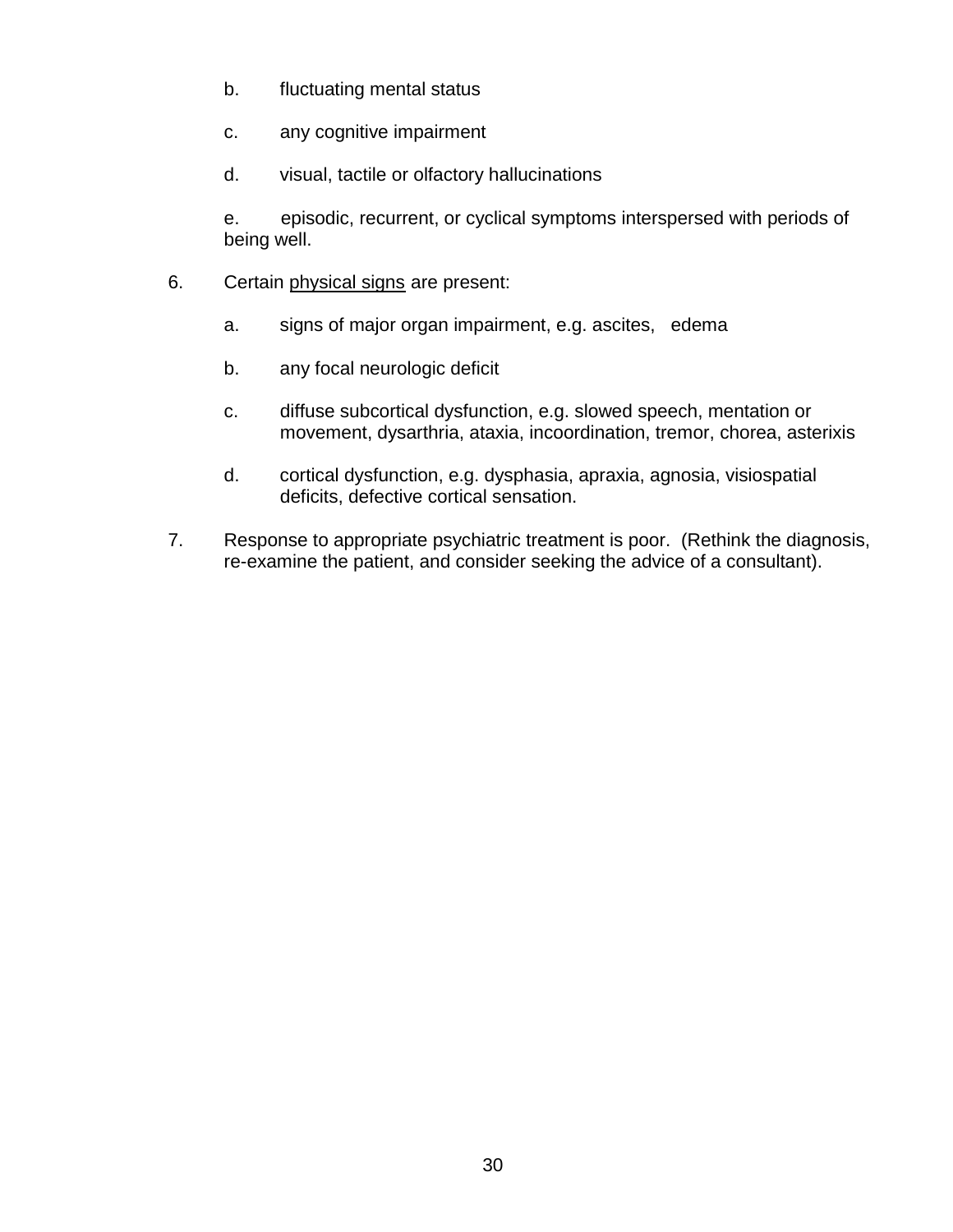b. fluctuating mental status

   c. any cognitive impairment

   d. visual, tactile or olfactory hallucinations

   e. episodic, recurrent, or cyclical symptoms interspersed with periods of being well.

6. Certain <u>physical signs</u> are present:

   a. signs of major organ impairment, e.g. ascites, edema

   b. any focal neurologic deficit

   c. diffuse subcortical dysfunction, e.g. slowed speech, mentation or movement, dysarthria, ataxia, incoordination, tremor, chorea, asterixis

   d. cortical dysfunction, e.g. dysphasia, apraxia, agnosia, visiospatial deficits, defective cortical sensation.

7. Response to appropriate psychiatric treatment is poor. (Rethink the diagnosis, re-examine the patient, and consider seeking the advice of a consultant).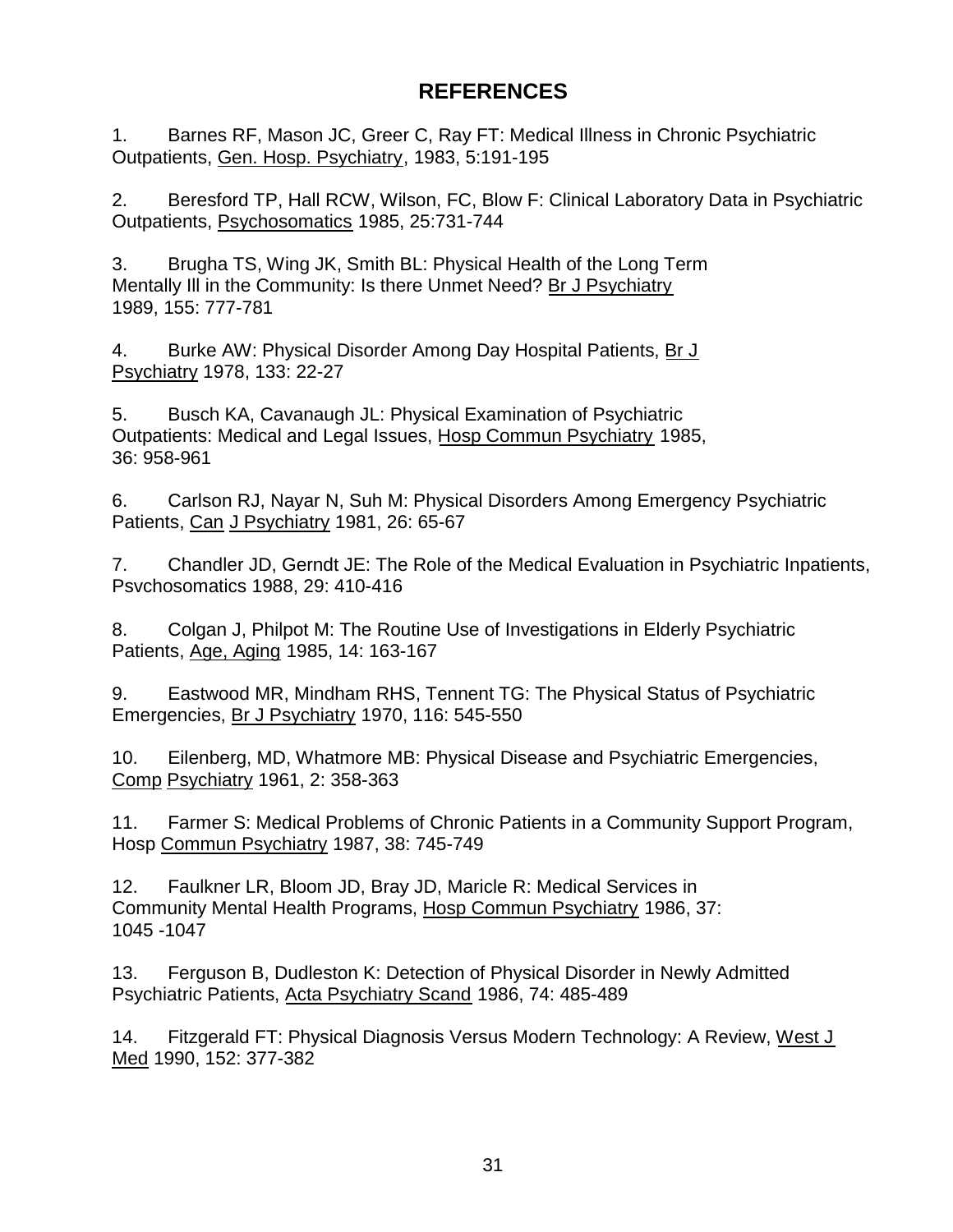# REFERENCES

1. Barnes RF, Mason JC, Greer C, Ray FT: Medical Illness in Chronic Psychiatric Outpatients, Gen. Hosp. Psychiatry, 1983, 5:191-195

2. Beresford TP, Hall RCW, Wilson, FC, Blow F: Clinical Laboratory Data in Psychiatric Outpatients, Psychosomatics 1985, 25:731-744

3. Brugha TS, Wing JK, Smith BL: Physical Health of the Long Term Mentally Ill in the Community: Is there Unmet Need? Br J Psychiatry 1989, 155: 777-781

4. Burke AW: Physical Disorder Among Day Hospital Patients, Br J Psychiatry 1978, 133: 22-27

5. Busch KA, Cavanaugh JL: Physical Examination of Psychiatric Outpatients: Medical and Legal Issues, Hosp Commun Psychiatry 1985, 36: 958-961

6. Carlson RJ, Nayar N, Suh M: Physical Disorders Among Emergency Psychiatric Patients, Can J Psychiatry 1981, 26: 65-67

7. Chandler JD, Gerndt JE: The Role of the Medical Evaluation in Psychiatric Inpatients, Psvchosomatics 1988, 29: 410-416

8. Colgan J, Philpot M: The Routine Use of Investigations in Elderly Psychiatric Patients, Age, Aging 1985, 14: 163-167

9. Eastwood MR, Mindham RHS, Tennent TG: The Physical Status of Psychiatric Emergencies, Br J Psychiatry 1970, 116: 545-550

10. Eilenberg, MD, Whatmore MB: Physical Disease and Psychiatric Emergencies, Comp Psychiatry 1961, 2: 358-363

11. Farmer S: Medical Problems of Chronic Patients in a Community Support Program, Hosp Commun Psychiatry 1987, 38: 745-749

12. Faulkner LR, Bloom JD, Bray JD, Maricle R: Medical Services in Community Mental Health Programs, Hosp Commun Psychiatry 1986, 37: 1045 -1047

13. Ferguson B, Dudleston K: Detection of Physical Disorder in Newly Admitted Psychiatric Patients, Acta Psychiatry Scand 1986, 74: 485-489

14. Fitzgerald FT: Physical Diagnosis Versus Modern Technology: A Review, West J Med 1990, 152: 377-382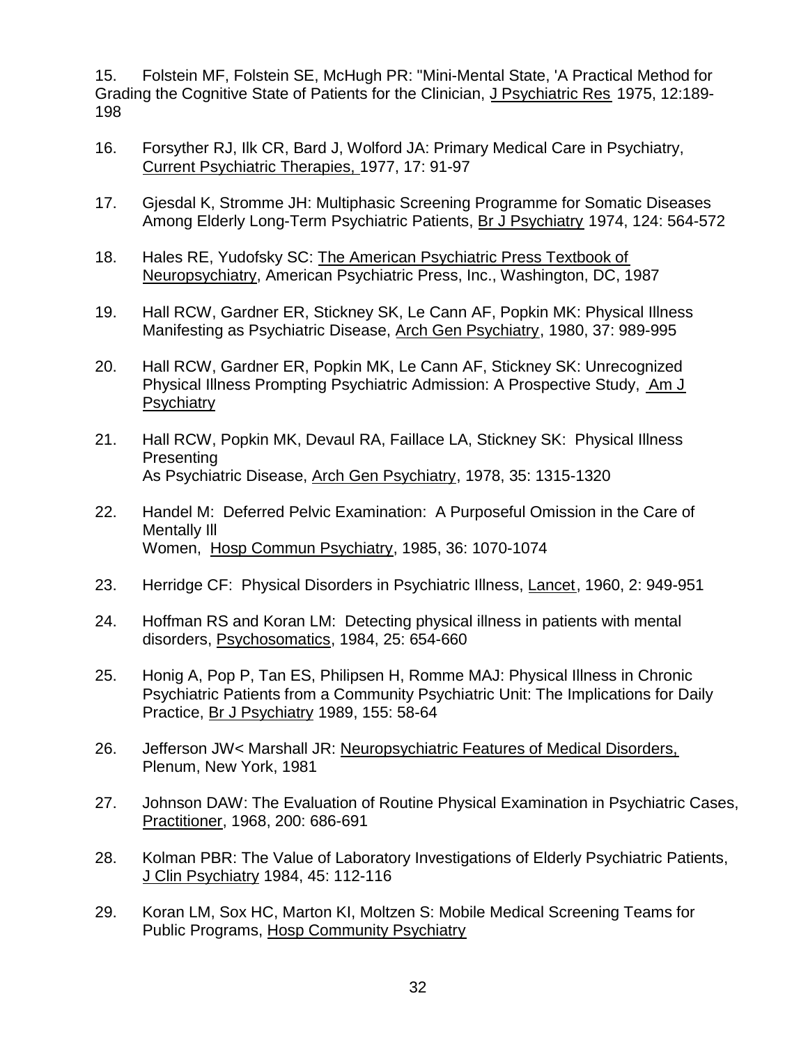15. Folstein MF, Folstein SE, McHugh PR: "Mini-Mental State, 'A Practical Method for Grading the Cognitive State of Patients for the Clinician, J Psychiatric Res 1975, 12:189-198

16. Forsyther RJ, Ilk CR, Bard J, Wolford JA: Primary Medical Care in Psychiatry, Current Psychiatric Therapies, 1977, 17: 91-97

17. Gjesdal K, Stromme JH: Multiphasic Screening Programme for Somatic Diseases Among Elderly Long-Term Psychiatric Patients, Br J Psychiatry 1974, 124: 564-572

18. Hales RE, Yudofsky SC: The American Psychiatric Press Textbook of Neuropsychiatry, American Psychiatric Press, Inc., Washington, DC, 1987

19. Hall RCW, Gardner ER, Stickney SK, Le Cann AF, Popkin MK: Physical Illness Manifesting as Psychiatric Disease, Arch Gen Psychiatry, 1980, 37: 989-995

20. Hall RCW, Gardner ER, Popkin MK, Le Cann AF, Stickney SK: Unrecognized Physical Illness Prompting Psychiatric Admission: A Prospective Study, Am J Psychiatry

21. Hall RCW, Popkin MK, Devaul RA, Faillace LA, Stickney SK: Physical Illness Presenting As Psychiatric Disease, Arch Gen Psychiatry, 1978, 35: 1315-1320

22. Handel M: Deferred Pelvic Examination: A Purposeful Omission in the Care of Mentally Ill Women, Hosp Commun Psychiatry, 1985, 36: 1070-1074

23. Herridge CF: Physical Disorders in Psychiatric Illness, Lancet, 1960, 2: 949-951

24. Hoffman RS and Koran LM: Detecting physical illness in patients with mental disorders, Psychosomatics, 1984, 25: 654-660

25. Honig A, Pop P, Tan ES, Philipsen H, Romme MAJ: Physical Illness in Chronic Psychiatric Patients from a Community Psychiatric Unit: The Implications for Daily Practice, Br J Psychiatry 1989, 155: 58-64

26. Jefferson JW< Marshall JR: Neuropsychiatric Features of Medical Disorders, Plenum, New York, 1981

27. Johnson DAW: The Evaluation of Routine Physical Examination in Psychiatric Cases, Practitioner, 1968, 200: 686-691

28. Kolman PBR: The Value of Laboratory Investigations of Elderly Psychiatric Patients, J Clin Psychiatry 1984, 45: 112-116

29. Koran LM, Sox HC, Marton KI, Moltzen S: Mobile Medical Screening Teams for Public Programs, Hosp Community Psychiatry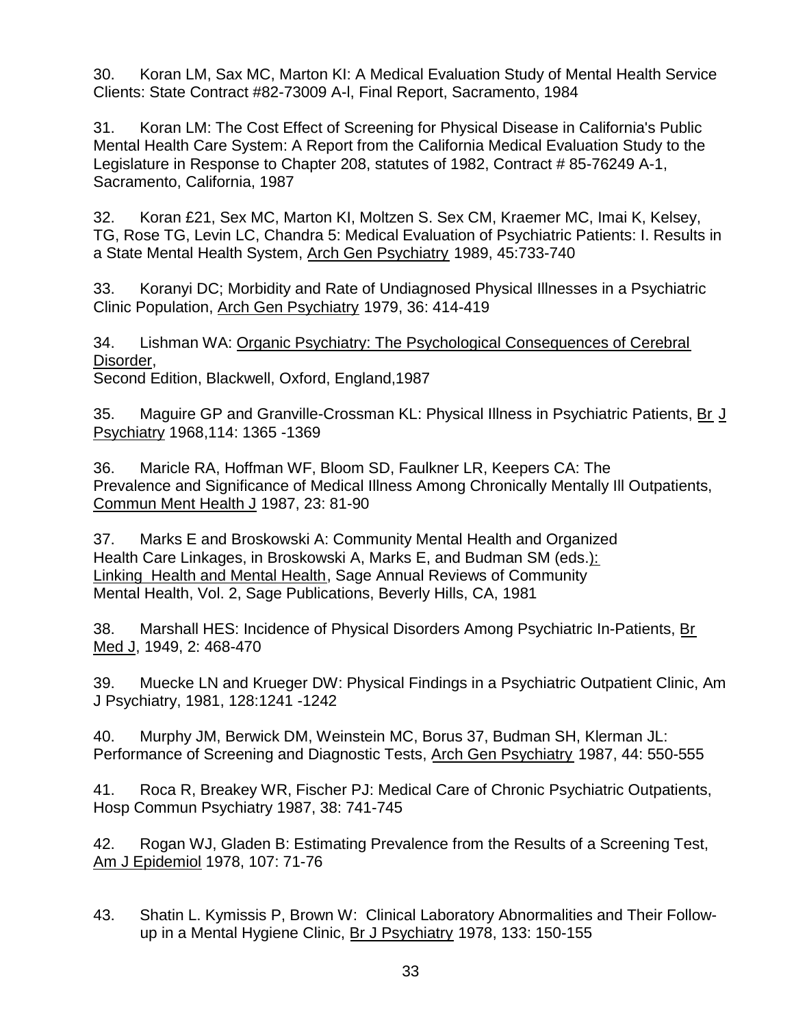30. Koran LM, Sax MC, Marton KI: A Medical Evaluation Study of Mental Health Service Clients: State Contract #82-73009 A-l, Final Report, Sacramento, 1984

31. Koran LM: The Cost Effect of Screening for Physical Disease in California's Public Mental Health Care System: A Report from the California Medical Evaluation Study to the Legislature in Response to Chapter 208, statutes of 1982, Contract # 85-76249 A-1, Sacramento, California, 1987

32. Koran £21, Sex MC, Marton KI, Moltzen S. Sex CM, Kraemer MC, Imai K, Kelsey, TG, Rose TG, Levin LC, Chandra 5: Medical Evaluation of Psychiatric Patients: I. Results in a State Mental Health System, Arch Gen Psychiatry 1989, 45:733-740

33. Koranyi DC; Morbidity and Rate of Undiagnosed Physical Illnesses in a Psychiatric Clinic Population, Arch Gen Psychiatry 1979, 36: 414-419

34. Lishman WA: Organic Psychiatry: The Psychological Consequences of Cerebral Disorder,
Second Edition, Blackwell, Oxford, England,1987

35. Maguire GP and Granville-Crossman KL: Physical Illness in Psychiatric Patients, Br J Psychiatry 1968,114: 1365 -1369

36. Maricle RA, Hoffman WF, Bloom SD, Faulkner LR, Keepers CA: The Prevalence and Significance of Medical Illness Among Chronically Mentally Ill Outpatients, Commun Ment Health J 1987, 23: 81-90

37. Marks E and Broskowski A: Community Mental Health and Organized Health Care Linkages, in Broskowski A, Marks E, and Budman SM (eds.): Linking Health and Mental Health, Sage Annual Reviews of Community Mental Health, Vol. 2, Sage Publications, Beverly Hills, CA, 1981

38. Marshall HES: Incidence of Physical Disorders Among Psychiatric In-Patients, Br Med J, 1949, 2: 468-470

39. Muecke LN and Krueger DW: Physical Findings in a Psychiatric Outpatient Clinic, Am J Psychiatry, 1981, 128:1241 -1242

40. Murphy JM, Berwick DM, Weinstein MC, Borus 37, Budman SH, Klerman JL: Performance of Screening and Diagnostic Tests, Arch Gen Psychiatry 1987, 44: 550-555

41. Roca R, Breakey WR, Fischer PJ: Medical Care of Chronic Psychiatric Outpatients, Hosp Commun Psychiatry 1987, 38: 741-745

42. Rogan WJ, Gladen B: Estimating Prevalence from the Results of a Screening Test, Am J Epidemiol 1978, 107: 71-76

43. Shatin L. Kymissis P, Brown W: Clinical Laboratory Abnormalities and Their Follow-up in a Mental Hygiene Clinic, Br J Psychiatry 1978, 133: 150-155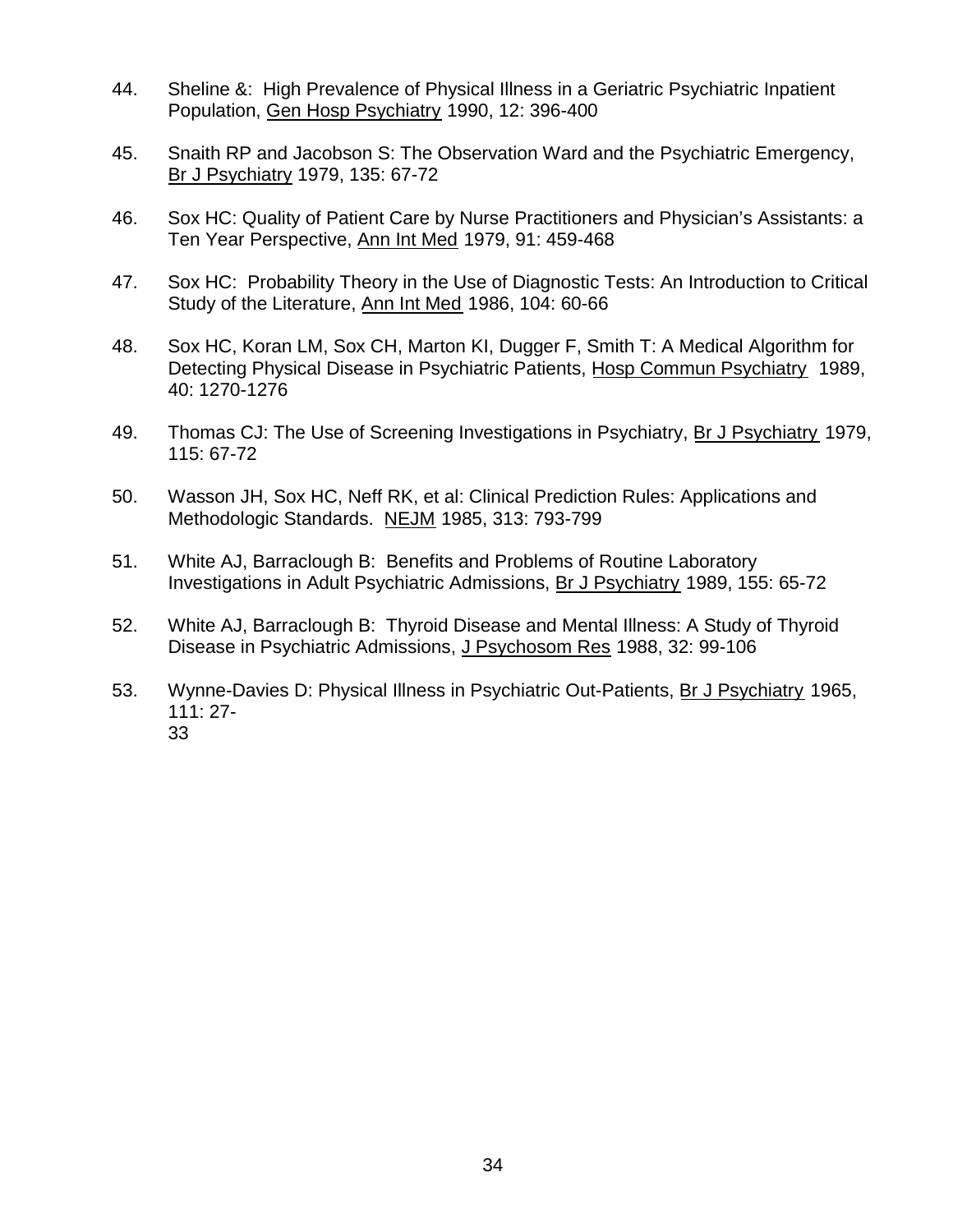44. Sheline &: High Prevalence of Physical Illness in a Geriatric Psychiatric Inpatient Population, Gen Hosp Psychiatry 1990, 12: 396-400

45. Snaith RP and Jacobson S: The Observation Ward and the Psychiatric Emergency, Br J Psychiatry 1979, 135: 67-72

46. Sox HC: Quality of Patient Care by Nurse Practitioners and Physician's Assistants: a Ten Year Perspective, Ann Int Med 1979, 91: 459-468

47. Sox HC: Probability Theory in the Use of Diagnostic Tests: An Introduction to Critical Study of the Literature, Ann Int Med 1986, 104: 60-66

48. Sox HC, Koran LM, Sox CH, Marton KI, Dugger F, Smith T: A Medical Algorithm for Detecting Physical Disease in Psychiatric Patients, Hosp Commun Psychiatry 1989, 40: 1270-1276

49. Thomas CJ: The Use of Screening Investigations in Psychiatry, Br J Psychiatry 1979, 115: 67-72

50. Wasson JH, Sox HC, Neff RK, et al: Clinical Prediction Rules: Applications and Methodologic Standards. NEJM 1985, 313: 793-799

51. White AJ, Barraclough B: Benefits and Problems of Routine Laboratory Investigations in Adult Psychiatric Admissions, Br J Psychiatry 1989, 155: 65-72

52. White AJ, Barraclough B: Thyroid Disease and Mental Illness: A Study of Thyroid Disease in Psychiatric Admissions, J Psychosom Res 1988, 32: 99-106

53. Wynne-Davies D: Physical Illness in Psychiatric Out-Patients, Br J Psychiatry 1965, 111: 27-33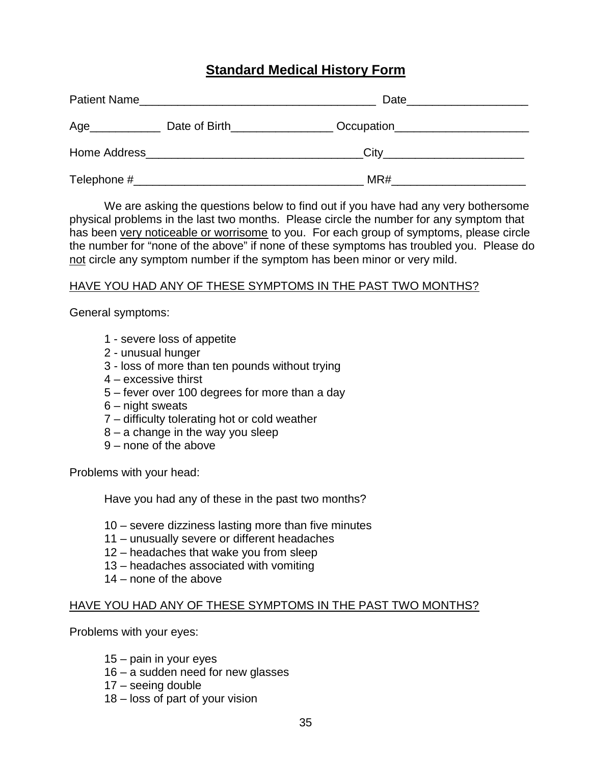## **Standard Medical History Form**

Patient Name_____________________________________ Date__________________

Age___________ Date of Birth________________ Occupation_____________________

Home Address__________________________________City______________________

Telephone #____________________________________ MR#_____________________

We are asking the questions below to find out if you have had any very bothersome physical problems in the last two months. Please circle the number for any symptom that has been <u>very noticeable or worrisome</u> to you. For each group of symptoms, please circle the number for "none of the above" if none of these symptoms has troubled you. Please do <u>not</u> circle any symptom number if the symptom has been minor or very mild.

<u>HAVE YOU HAD ANY OF THESE SYMPTOMS IN THE PAST TWO MONTHS?</u>

General symptoms:

1 - severe loss of appetite
2 - unusual hunger
3 - loss of more than ten pounds without trying
4 – excessive thirst
5 – fever over 100 degrees for more than a day
6 – night sweats
7 – difficulty tolerating hot or cold weather
8 – a change in the way you sleep
9 – none of the above

Problems with your head:

Have you had any of these in the past two months?

10 – severe dizziness lasting more than five minutes
11 – unusually severe or different headaches
12 – headaches that wake you from sleep
13 – headaches associated with vomiting
14 – none of the above

<u>HAVE YOU HAD ANY OF THESE SYMPTOMS IN THE PAST TWO MONTHS?</u>

Problems with your eyes:

15 – pain in your eyes
16 – a sudden need for new glasses
17 – seeing double
18 – loss of part of your vision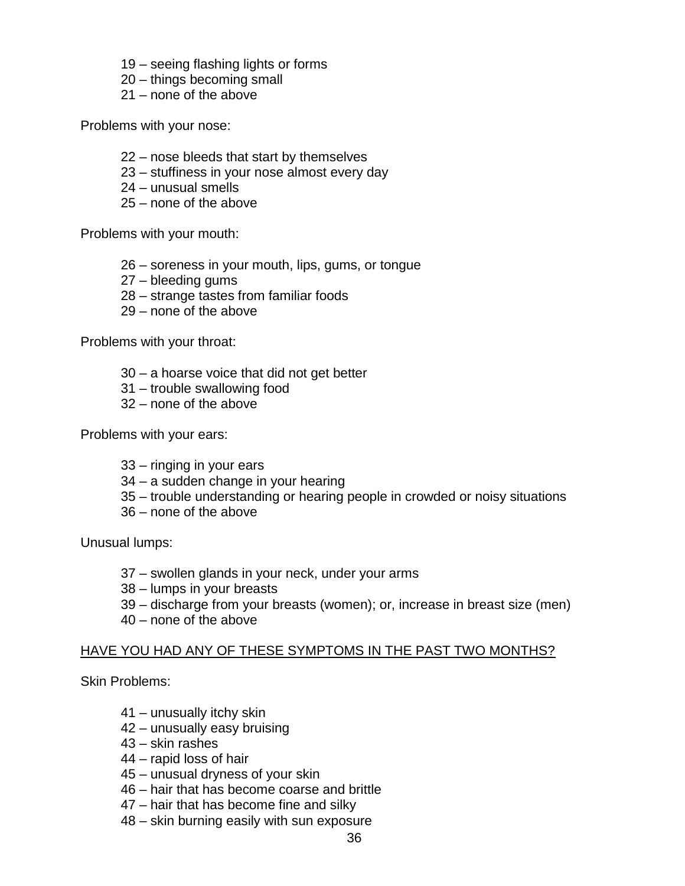19 – seeing flashing lights or forms
20 – things becoming small
21 – none of the above

Problems with your nose:

22 – nose bleeds that start by themselves
23 – stuffiness in your nose almost every day
24 – unusual smells
25 – none of the above

Problems with your mouth:

26 – soreness in your mouth, lips, gums, or tongue
27 – bleeding gums
28 – strange tastes from familiar foods
29 – none of the above

Problems with your throat:

30 – a hoarse voice that did not get better
31 – trouble swallowing food
32 – none of the above

Problems with your ears:

33 – ringing in your ears
34 – a sudden change in your hearing
35 – trouble understanding or hearing people in crowded or noisy situations
36 – none of the above

Unusual lumps:

37 – swollen glands in your neck, under your arms
38 – lumps in your breasts
39 – discharge from your breasts (women); or, increase in breast size (men)
40 – none of the above

<u>HAVE YOU HAD ANY OF THESE SYMPTOMS IN THE PAST TWO MONTHS?</u>

Skin Problems:

41 – unusually itchy skin
42 – unusually easy bruising
43 – skin rashes
44 – rapid loss of hair
45 – unusual dryness of your skin
46 – hair that has become coarse and brittle
47 – hair that has become fine and silky
48 – skin burning easily with sun exposure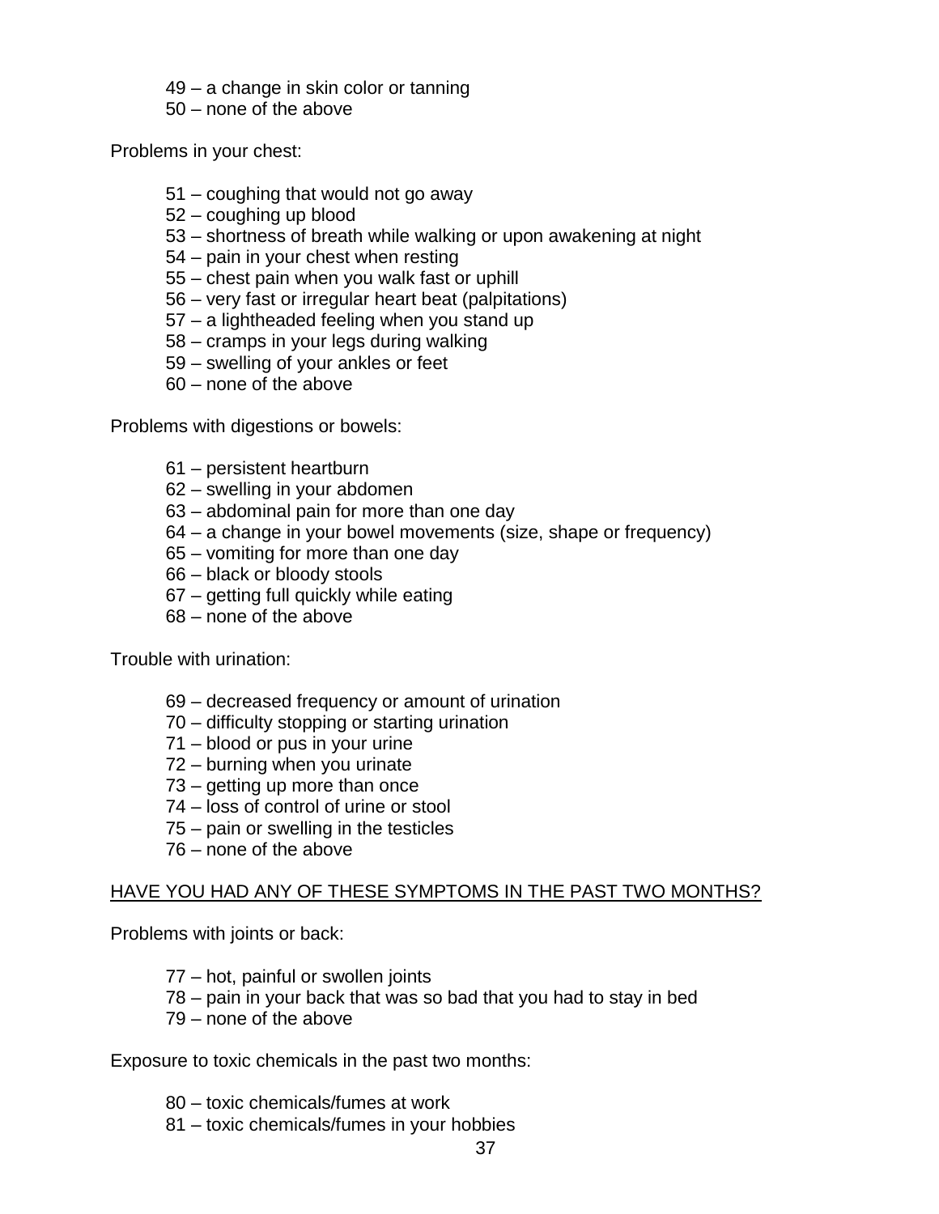49 – a change in skin color or tanning
50 – none of the above

Problems in your chest:

51 – coughing that would not go away
52 – coughing up blood
53 – shortness of breath while walking or upon awakening at night
54 – pain in your chest when resting
55 – chest pain when you walk fast or uphill
56 – very fast or irregular heart beat (palpitations)
57 – a lightheaded feeling when you stand up
58 – cramps in your legs during walking
59 – swelling of your ankles or feet
60 – none of the above

Problems with digestions or bowels:

61 – persistent heartburn
62 – swelling in your abdomen
63 – abdominal pain for more than one day
64 – a change in your bowel movements (size, shape or frequency)
65 – vomiting for more than one day
66 – black or bloody stools
67 – getting full quickly while eating
68 – none of the above

Trouble with urination:

69 – decreased frequency or amount of urination
70 – difficulty stopping or starting urination
71 – blood or pus in your urine
72 – burning when you urinate
73 – getting up more than once
74 – loss of control of urine or stool
75 – pain or swelling in the testicles
76 – none of the above

<u>HAVE YOU HAD ANY OF THESE SYMPTOMS IN THE PAST TWO MONTHS?</u>

Problems with joints or back:

77 – hot, painful or swollen joints
78 – pain in your back that was so bad that you had to stay in bed
79 – none of the above

Exposure to toxic chemicals in the past two months:

80 – toxic chemicals/fumes at work
81 – toxic chemicals/fumes in your hobbies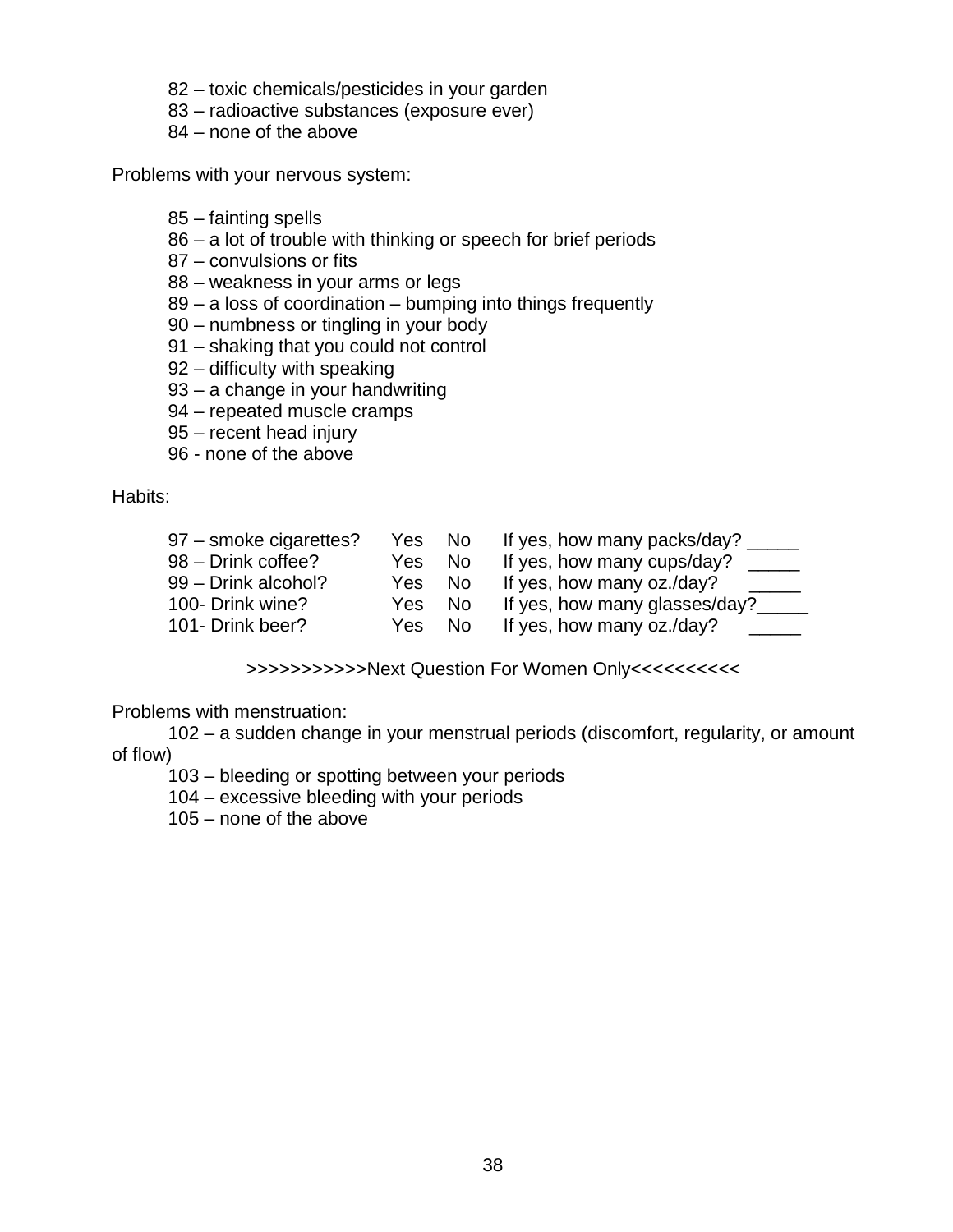82 – toxic chemicals/pesticides in your garden
83 – radioactive substances (exposure ever)
84 – none of the above

Problems with your nervous system:

85 – fainting spells
86 – a lot of trouble with thinking or speech for brief periods
87 – convulsions or fits
88 – weakness in your arms or legs
89 – a loss of coordination – bumping into things frequently
90 – numbness or tingling in your body
91 – shaking that you could not control
92 – difficulty with speaking
93 – a change in your handwriting
94 – repeated muscle cramps
95 – recent head injury
96 - none of the above

Habits:

| | | | |
|---|---|---|---|
| 97 – smoke cigarettes? | Yes | No | If yes, how many packs/day? _____ |
| 98 – Drink coffee? | Yes | No | If yes, how many cups/day? _____ |
| 99 – Drink alcohol? | Yes | No | If yes, how many oz./day? _____ |
| 100- Drink wine? | Yes | No | If yes, how many glasses/day?_____ |
| 101- Drink beer? | Yes | No | If yes, how many oz./day? _____ |

>>>>>>>>>>>Next Question For Women Only<<<<<<<<<<

Problems with menstruation:

102 – a sudden change in your menstrual periods (discomfort, regularity, or amount of flow)
103 – bleeding or spotting between your periods
104 – excessive bleeding with your periods
105 – none of the above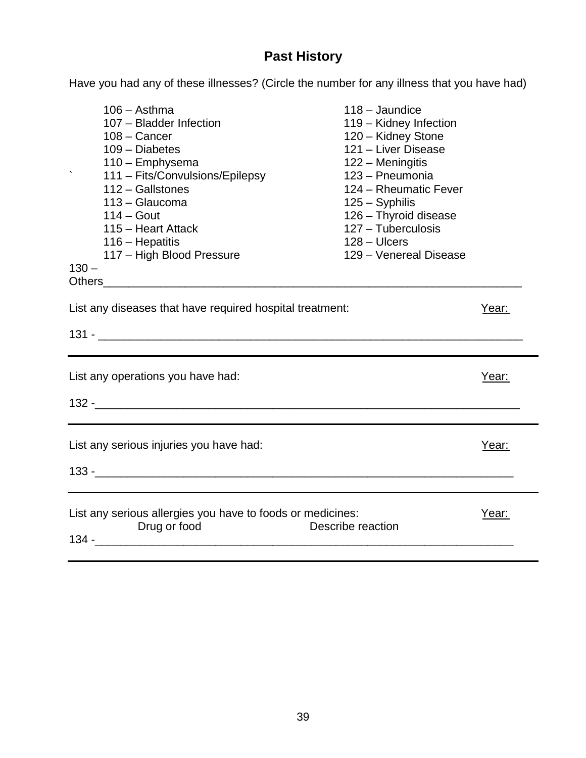## Past History

Have you had any of these illnesses? (Circle the number for any illness that you have had)

106 – Asthma
107 – Bladder Infection
108 – Cancer
109 – Diabetes
110 – Emphysema
111 – Fits/Convulsions/Epilepsy
112 – Gallstones
113 – Glaucoma
114 – Gout
115 – Heart Attack
116 – Hepatitis
117 – High Blood Pressure
118 – Jaundice
119 – Kidney Infection
120 – Kidney Stone
121 – Liver Disease
122 – Meningitis
123 – Pneumonia
124 – Rheumatic Fever
125 – Syphilis
126 – Thyroid disease
127 – Tuberculosis
128 – Ulcers
129 – Venereal Disease

130 – Others_______________________________________________________________

List any diseases that have required hospital treatment: Year:

131 - _______________________________________________________________

---

List any operations you have had: Year:

132 -_______________________________________________________________

---

List any serious injuries you have had: Year:

133 -_______________________________________________________________

---

List any serious allergies you have to foods or medicines: Year:

Drug or food Describe reaction

134 -_______________________________________________________________

---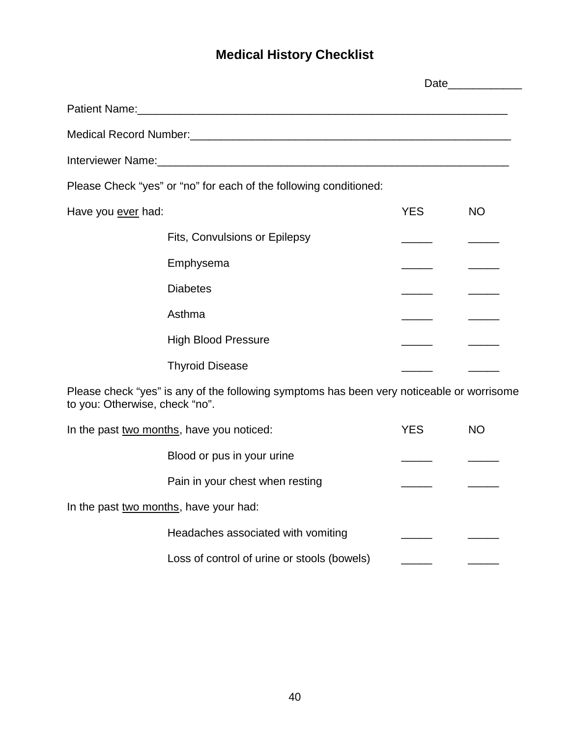# Medical History Checklist

Date____________

Patient Name:____________________________________________________________

Medical Record Number:____________________________________________________

Interviewer Name:_________________________________________________________

Please Check "yes" or "no" for each of the following conditioned:

| Have you <u>ever</u> had: | YES | NO |
|---|---|---|
| Fits, Convulsions or Epilepsy | _____ | _____ |
| Emphysema | _____ | _____ |
| Diabetes | _____ | _____ |
| Asthma | _____ | _____ |
| High Blood Pressure | _____ | _____ |
| Thyroid Disease | _____ | _____ |

Please check "yes" is any of the following symptoms has been very noticeable or worrisome to you: Otherwise, check "no".

| In the past <u>two months</u>, have you noticed: | YES | NO |
|---|---|---|
| Blood or pus in your urine | _____ | _____ |
| Pain in your chest when resting | _____ | _____ |
| **In the past <u>two months</u>, have your had:** | | |
| Headaches associated with vomiting | _____ | _____ |
| Loss of control of urine or stools (bowels) | _____ | _____ |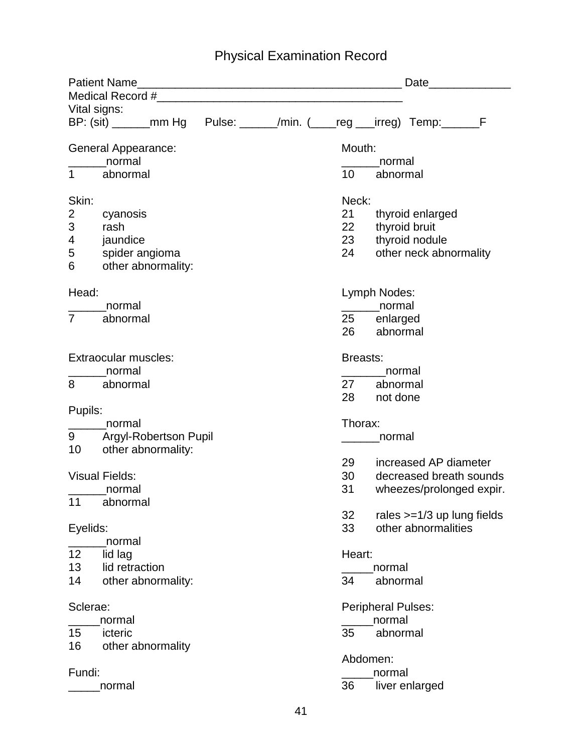# Physical Examination Record

Patient Name__________________________________________ Date_____________
Medical Record #________________________________________
Vital signs:
BP: (sit) ______mm Hg     Pulse: ______/min.  (____reg ___irreg)   Temp:______F

General Appearance:
______normal
1     abnormal

Skin:
2     cyanosis
3     rash
4     jaundice
5     spider angioma
6     other abnormality:

Head:
______normal
7     abnormal

Extraocular muscles:
______normal
8     abnormal

Pupils:
______normal
9     Argyl-Robertson Pupil
10     other abnormality:

Visual Fields:
______normal
11     abnormal

Eyelids:
______normal
12     lid lag
13     lid retraction
14     other abnormality:

Sclerae:
_____normal
15     icteric
16     other abnormality

Fundi:
_____normal

Mouth:
______normal
10     abnormal

Neck:
21     thyroid enlarged
22     thyroid bruit
23     thyroid nodule
24     other neck abnormality

Lymph Nodes:
______normal
25     enlarged
26     abnormal

Breasts:
_______normal
27     abnormal
28     not done

Thorax:
______normal

29     increased AP diameter
30     decreased breath sounds
31     wheezes/prolonged expir.

32     rales >=1/3 up lung fields
33     other abnormalities

Heart:
_____normal
34     abnormal

Peripheral Pulses:
_____normal
35     abnormal

Abdomen:
_____normal
36     liver enlarged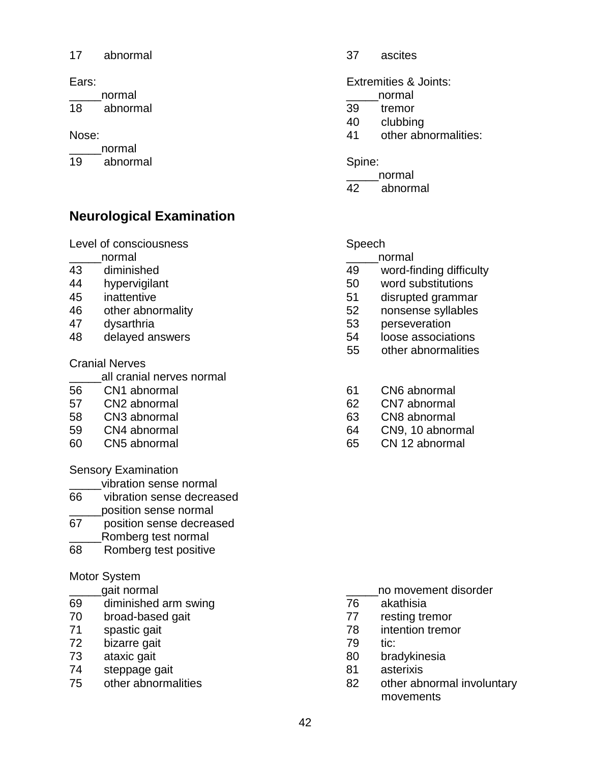17 abnormal

Ears:
_____normal
18 abnormal

Nose:
_____normal
19 abnormal

37 ascites

Extremities & Joints:
_____normal
39 tremor
40 clubbing
41 other abnormalities:

Spine:
_____normal
42 abnormal

## Neurological Examination

Level of consciousness
_____normal
43 diminished
44 hypervigilant
45 inattentive
46 other abnormality
47 dysarthria
48 delayed answers

Speech
_____normal
49 word-finding difficulty
50 word substitutions
51 disrupted grammar
52 nonsense syllables
53 perseveration
54 loose associations
55 other abnormalities

Cranial Nerves
_____all cranial nerves normal
56 CN1 abnormal
57 CN2 abnormal
58 CN3 abnormal
59 CN4 abnormal
60 CN5 abnormal
61 CN6 abnormal
62 CN7 abnormal
63 CN8 abnormal
64 CN9, 10 abnormal
65 CN 12 abnormal

Sensory Examination
_____vibration sense normal
66 vibration sense decreased
_____position sense normal
67 position sense decreased
_____Romberg test normal
68 Romberg test positive

Motor System
_____gait normal
69 diminished arm swing
70 broad-based gait
71 spastic gait
72 bizarre gait
73 ataxic gait
74 steppage gait
75 other abnormalities

_____no movement disorder
76 akathisia
77 resting tremor
78 intention tremor
79 tic:
80 bradykinesia
81 asterixis
82 other abnormal involuntary movements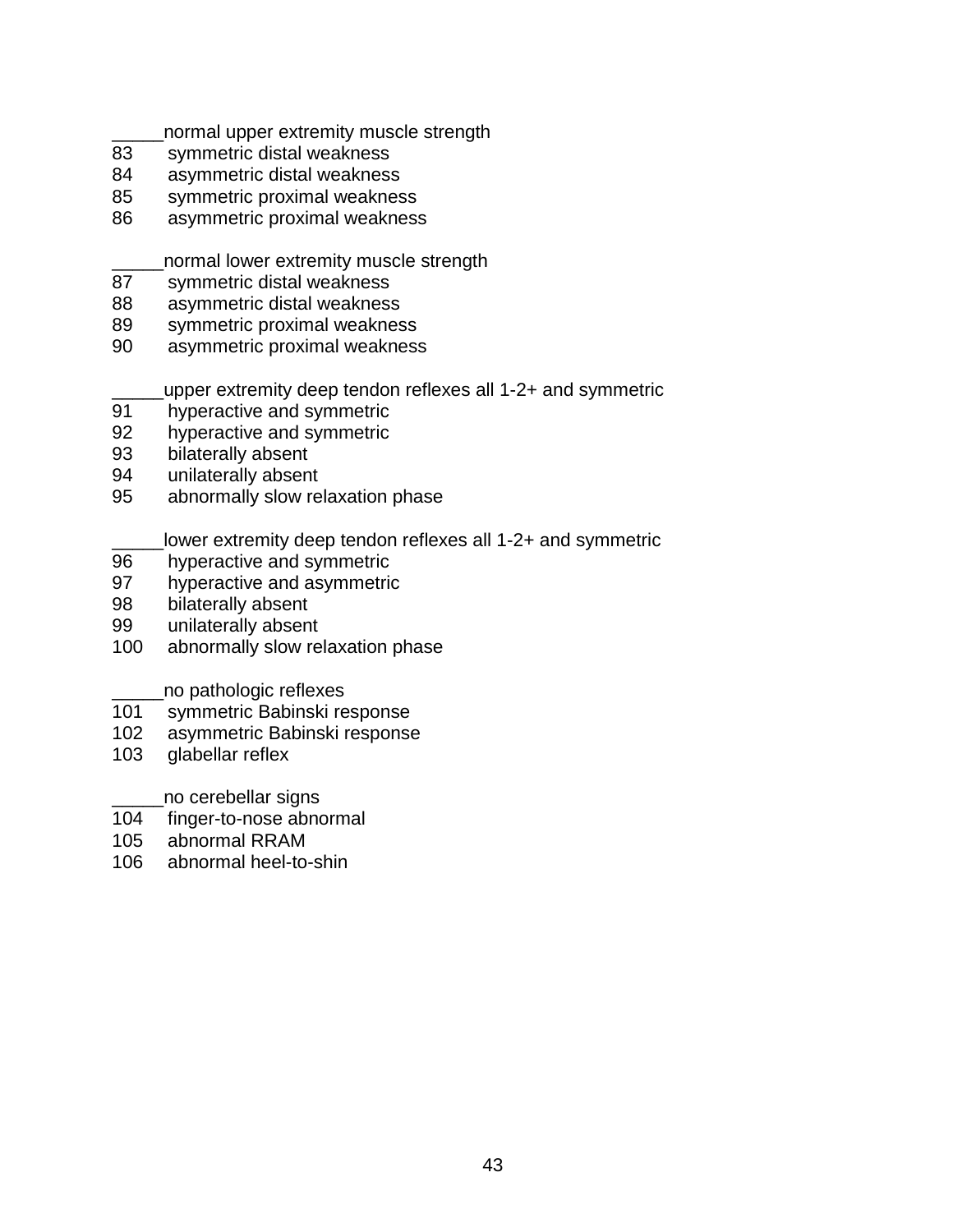_____normal upper extremity muscle strength
83 symmetric distal weakness
84 asymmetric distal weakness
85 symmetric proximal weakness
86 asymmetric proximal weakness

_____normal lower extremity muscle strength
87 symmetric distal weakness
88 asymmetric distal weakness
89 symmetric proximal weakness
90 asymmetric proximal weakness

_____upper extremity deep tendon reflexes all 1-2+ and symmetric
91 hyperactive and symmetric
92 hyperactive and symmetric
93 bilaterally absent
94 unilaterally absent
95 abnormally slow relaxation phase

_____lower extremity deep tendon reflexes all 1-2+ and symmetric
96 hyperactive and symmetric
97 hyperactive and asymmetric
98 bilaterally absent
99 unilaterally absent
100 abnormally slow relaxation phase

_____no pathologic reflexes
101 symmetric Babinski response
102 asymmetric Babinski response
103 glabellar reflex

_____no cerebellar signs
104 finger-to-nose abnormal
105 abnormal RRAM
106 abnormal heel-to-shin